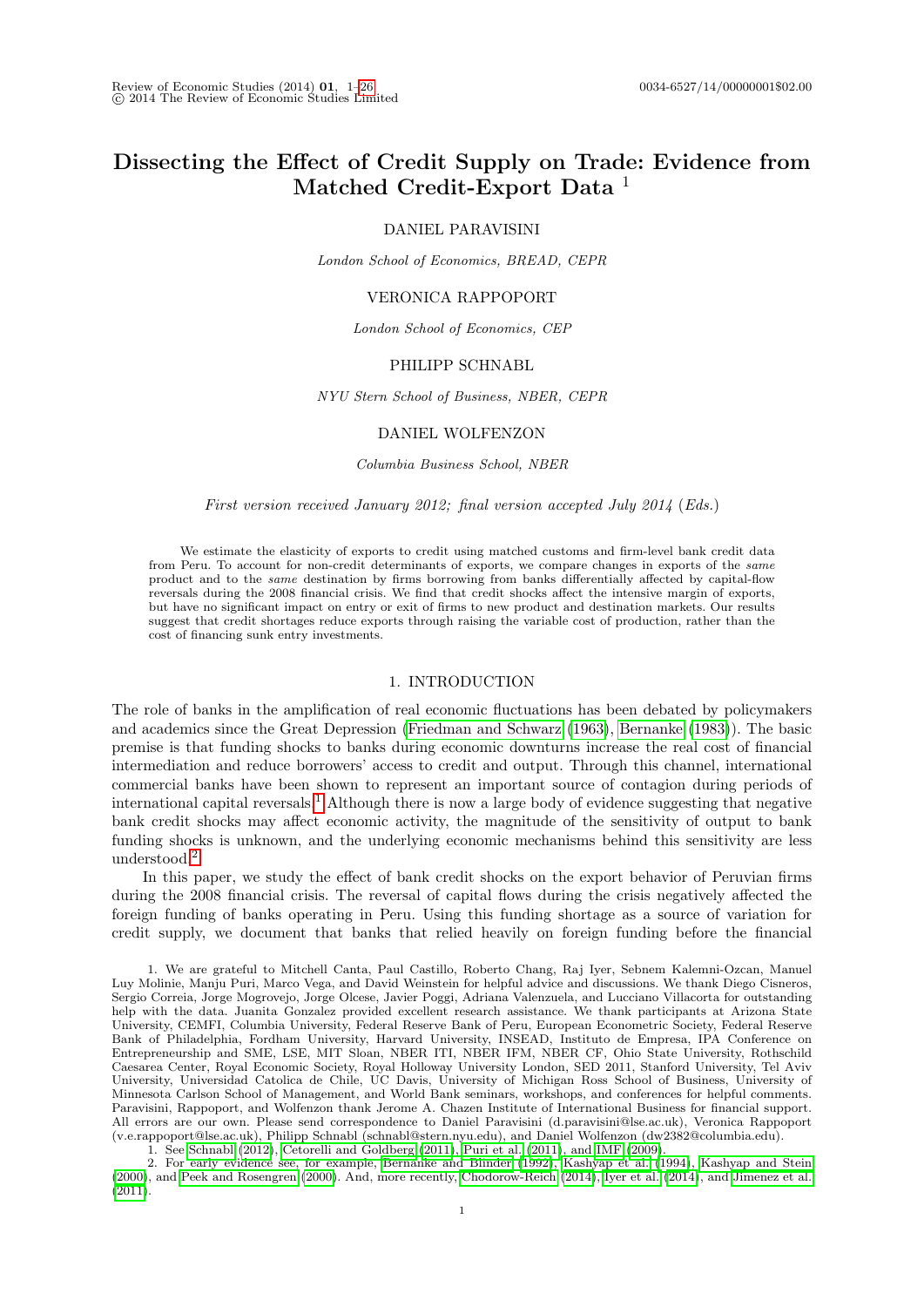# Dissecting the Effect of Credit Supply on Trade: Evidence from Matched Credit-Export Data [1]

DANIEL PARAVISINI

*London School of Economics, BREAD, CEPR*

VERONICA RAPPOPORT

*London School of Economics, CEP*

PHILIPP SCHNABL

*NYU Stern School of Business, NBER, CEPR*

DANIEL WOLFENZON

*Columbia Business School, NBER*

*First version received January 2012; final version accepted July 2014* (*Eds.*)

We estimate the elasticity of exports to credit using matched customs and firm-level bank credit data from Peru. To account for non-credit determinants of exports, we compare changes in exports of the *same* product and to the *same* destination by firms borrowing from banks differentially affected by capital-flow reversals during the 2008 financial crisis. We find that credit shocks affect the intensive margin of exports, but have no significant impact on entry or exit of firms to new product and destination markets. Our results suggest that credit shortages reduce exports through raising the variable cost of production, rather than the cost of financing sunk entry investments.

## 1. INTRODUCTION

The role of banks in the amplification of real economic fluctuations has been debated by policymakers and academics since the Great Depression (Friedman and Schwarz (1963), Bernanke (1983)). The basic premise is that funding shocks to banks during economic downturns increase the real cost of financial intermediation and reduce borrowers' access to credit and output. Through this channel, international commercial banks have been shown to represent an important source of contagion during periods of international capital reversals.[1] Although there is now a large body of evidence suggesting that negative bank credit shocks may affect economic activity, the magnitude of the sensitivity of output to bank funding shocks is unknown, and the underlying economic mechanisms behind this sensitivity are less understood.[2]

In this paper, we study the effect of bank credit shocks on the export behavior of Peruvian firms during the 2008 financial crisis. The reversal of capital flows during the crisis negatively affected the foreign funding of banks operating in Peru. Using this funding shortage as a source of variation for credit supply, we document that banks that relied heavily on foreign funding before the financial

1. We are grateful to Mitchell Canta, Paul Castillo, Roberto Chang, Raj Iyer, Sebnem Kalemni-Ozcan, Manuel Luy Molinie, Manju Puri, Marco Vega, and David Weinstein for helpful advice and discussions. We thank Diego Cisneros, Sergio Correia, Jorge Mogrovejo, Jorge Olcese, Javier Poggi, Adriana Valenzuela, and Lucciano Villacorta for outstanding help with the data. Juanita Gonzalez provided excellent research assistance. We thank participants at Arizona State University, CEMFI, Columbia University, Federal Reserve Bank of Peru, European Econometric Society, Federal Reserve Bank of Philadelphia, Fordham University, Harvard University, INSEAD, Instituto de Empresa, IPA Conference on Entrepreneurship and SME, LSE, MIT Sloan, NBER ITI, NBER IFM, NBER CF, Ohio State University, Rothschild Caesarea Center, Royal Economic Society, Royal Holloway University London, SED 2011, Stanford University, Tel Aviv University, Universidad Catolica de Chile, UC Davis, University of Michigan Ross School of Business, University of Minnesota Carlson School of Management, and World Bank seminars, workshops, and conferences for helpful comments. Paravisini, Rappoport, and Wolfenzon thank Jerome A. Chazen Institute of International Business for financial support. All errors are our own. Please send correspondence to Daniel Paravisini (d.paravisini@lse.ac.uk), Veronica Rappoport (v.e.rappoport@lse.ac.uk), Philipp Schnabl (schnabl@stern.nyu.edu), and Daniel Wolfenzon (dw2382@columbia.edu).

1. See Schnabl (2012), Cetorelli and Goldberg (2011), Puri et al. (2011), and IMF (2009).

2. For early evidence see, for example, Bernanke and Blinder (1992), Kashyap et al. (1994), Kashyap and Stein (2000), and Peek and Rosengren (2000). And, more recently, Chodorow-Reich (2014), Iyer et al. (2014), and Jimenez et al. (2011).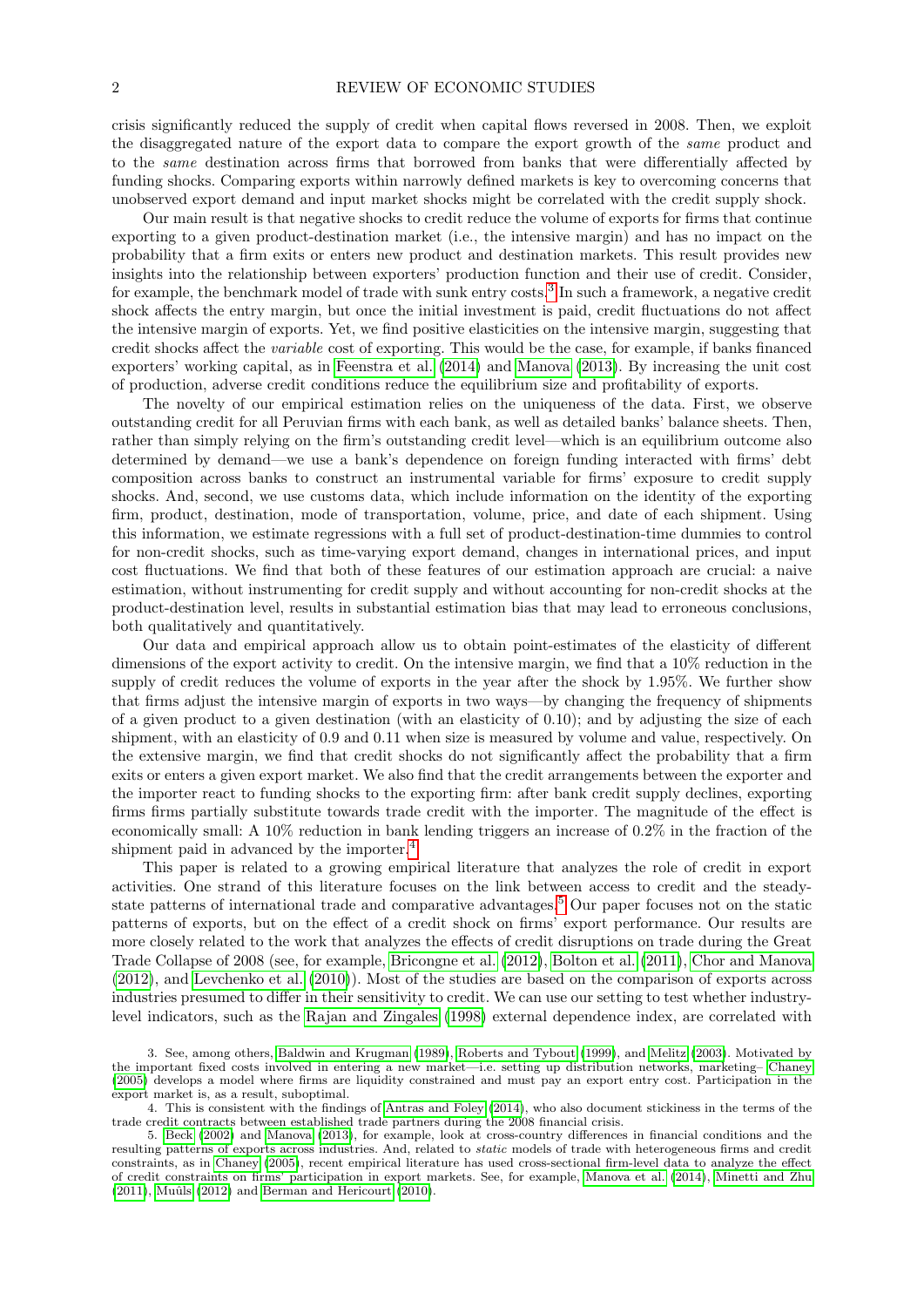crisis significantly reduced the supply of credit when capital flows reversed in 2008. Then, we exploit the disaggregated nature of the export data to compare the export growth of the *same* product and to the *same* destination across firms that borrowed from banks that were differentially affected by funding shocks. Comparing exports within narrowly defined markets is key to overcoming concerns that unobserved export demand and input market shocks might be correlated with the credit supply shock.

Our main result is that negative shocks to credit reduce the volume of exports for firms that continue exporting to a given product-destination market (i.e., the intensive margin) and has no impact on the probability that a firm exits or enters new product and destination markets. This result provides new insights into the relationship between exporters' production function and their use of credit. Consider, for example, the benchmark model of trade with sunk entry costs.[3] In such a framework, a negative credit shock affects the entry margin, but once the initial investment is paid, credit fluctuations do not affect the intensive margin of exports. Yet, we find positive elasticities on the intensive margin, suggesting that credit shocks affect the *variable* cost of exporting. This would be the case, for example, if banks financed exporters' working capital, as in Feenstra et al. (2014) and Manova (2013). By increasing the unit cost of production, adverse credit conditions reduce the equilibrium size and profitability of exports.

The novelty of our empirical estimation relies on the uniqueness of the data. First, we observe outstanding credit for all Peruvian firms with each bank, as well as detailed banks' balance sheets. Then, rather than simply relying on the firm's outstanding credit level—which is an equilibrium outcome also determined by demand—we use a bank's dependence on foreign funding interacted with firms' debt composition across banks to construct an instrumental variable for firms' exposure to credit supply shocks. And, second, we use customs data, which include information on the identity of the exporting firm, product, destination, mode of transportation, volume, price, and date of each shipment. Using this information, we estimate regressions with a full set of product-destination-time dummies to control for non-credit shocks, such as time-varying export demand, changes in international prices, and input cost fluctuations. We find that both of these features of our estimation approach are crucial: a naive estimation, without instrumenting for credit supply and without accounting for non-credit shocks at the product-destination level, results in substantial estimation bias that may lead to erroneous conclusions, both qualitatively and quantitatively.

Our data and empirical approach allow us to obtain point-estimates of the elasticity of different dimensions of the export activity to credit. On the intensive margin, we find that a 10% reduction in the supply of credit reduces the volume of exports in the year after the shock by 1.95%. We further show that firms adjust the intensive margin of exports in two ways—by changing the frequency of shipments of a given product to a given destination (with an elasticity of 0.10); and by adjusting the size of each shipment, with an elasticity of 0.9 and 0.11 when size is measured by volume and value, respectively. On the extensive margin, we find that credit shocks do not significantly affect the probability that a firm exits or enters a given export market. We also find that the credit arrangements between the exporter and the importer react to funding shocks to the exporting firm: after bank credit supply declines, exporting firms firms partially substitute towards trade credit with the importer. The magnitude of the effect is economically small: A 10% reduction in bank lending triggers an increase of 0.2% in the fraction of the shipment paid in advanced by the importer.[4]

This paper is related to a growing empirical literature that analyzes the role of credit in export activities. One strand of this literature focuses on the link between access to credit and the steady-state patterns of international trade and comparative advantages.[5] Our paper focuses not on the static patterns of exports, but on the effect of a credit shock on firms' export performance. Our results are more closely related to the work that analyzes the effects of credit disruptions on trade during the Great Trade Collapse of 2008 (see, for example, Bricongne et al. (2012), Bolton et al. (2011), Chor and Manova (2012), and Levchenko et al. (2010)). Most of the studies are based on the comparison of exports across industries presumed to differ in their sensitivity to credit. We can use our setting to test whether industry-level indicators, such as the Rajan and Zingales (1998) external dependence index, are correlated with

3. See, among others, Baldwin and Krugman (1989), Roberts and Tybout (1999), and Melitz (2003). Motivated by the important fixed costs involved in entering a new market—i.e. setting up distribution networks, marketing– Chaney (2005) develops a model where firms are liquidity constrained and must pay an export entry cost. Participation in the export market is, as a result, suboptimal.

4. This is consistent with the findings of Antras and Foley (2014), who also document stickiness in the terms of the trade credit contracts between established trade partners during the 2008 financial crisis.

5. Beck (2002) and Manova (2013), for example, look at cross-country differences in financial conditions and the resulting patterns of exports across industries. And, related to *static* models of trade with heterogeneous firms and credit constraints, as in Chaney (2005), recent empirical literature has used cross-sectional firm-level data to analyze the effect of credit constraints on firms' participation in export markets. See, for example, Manova et al. (2014), Minetti and Zhu (2011), Muûls (2012) and Berman and Hericourt (2010).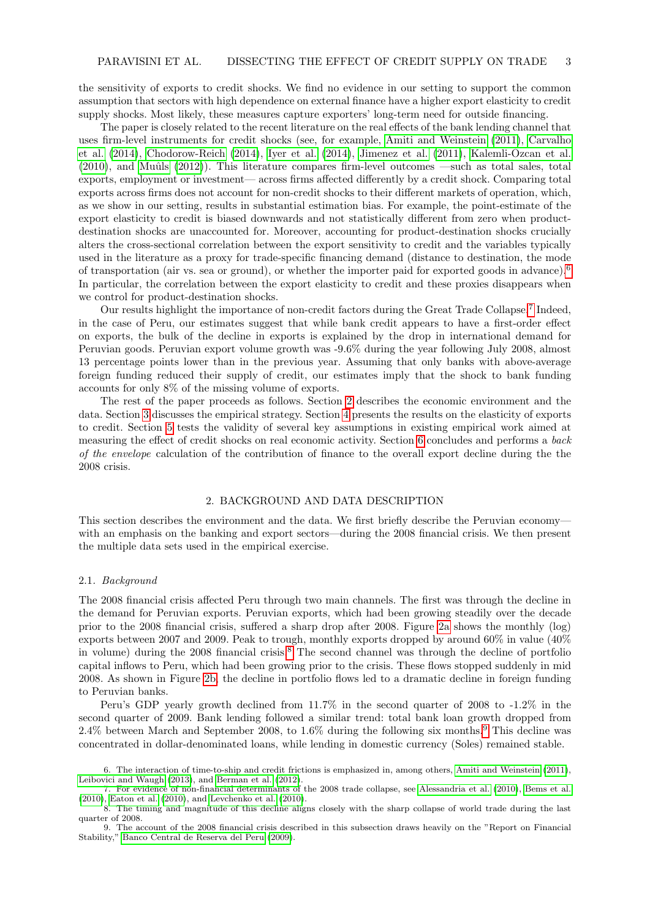the sensitivity of exports to credit shocks. We find no evidence in our setting to support the common assumption that sectors with high dependence on external finance have a higher export elasticity to credit supply shocks. Most likely, these measures capture exporters' long-term need for outside financing.

The paper is closely related to the recent literature on the real effects of the bank lending channel that uses firm-level instruments for credit shocks (see, for example, Amiti and Weinstein (2011), Carvalho et al. (2014), Chodorow-Reich (2014), Iyer et al. (2014), Jimenez et al. (2011), Kalemli-Ozcan et al. (2010), and Muûls (2012)). This literature compares firm-level outcomes —such as total sales, total exports, employment or investment— across firms affected differently by a credit shock. Comparing total exports across firms does not account for non-credit shocks to their different markets of operation, which, as we show in our setting, results in substantial estimation bias. For example, the point-estimate of the export elasticity to credit is biased downwards and not statistically different from zero when product-destination shocks are unaccounted for. Moreover, accounting for product-destination shocks crucially alters the cross-sectional correlation between the export sensitivity to credit and the variables typically used in the literature as a proxy for trade-specific financing demand (distance to destination, the mode of transportation (air vs. sea or ground), or whether the importer paid for exported goods in advance).[6] In particular, the correlation between the export elasticity to credit and these proxies disappears when we control for product-destination shocks.

Our results highlight the importance of non-credit factors during the Great Trade Collapse.[7] Indeed, in the case of Peru, our estimates suggest that while bank credit appears to have a first-order effect on exports, the bulk of the decline in exports is explained by the drop in international demand for Peruvian goods. Peruvian export volume growth was -9.6% during the year following July 2008, almost 13 percentage points lower than in the previous year. Assuming that only banks with above-average foreign funding reduced their supply of credit, our estimates imply that the shock to bank funding accounts for only 8% of the missing volume of exports.

The rest of the paper proceeds as follows. Section 2 describes the economic environment and the data. Section 3 discusses the empirical strategy. Section 4 presents the results on the elasticity of exports to credit. Section 5 tests the validity of several key assumptions in existing empirical work aimed at measuring the effect of credit shocks on real economic activity. Section 6 concludes and performs a *back of the envelope* calculation of the contribution of finance to the overall export decline during the the 2008 crisis.

## 2. BACKGROUND AND DATA DESCRIPTION

This section describes the environment and the data. We first briefly describe the Peruvian economy—with an emphasis on the banking and export sectors—during the 2008 financial crisis. We then present the multiple data sets used in the empirical exercise.

### 2.1. *Background*

The 2008 financial crisis affected Peru through two main channels. The first was through the decline in the demand for Peruvian exports. Peruvian exports, which had been growing steadily over the decade prior to the 2008 financial crisis, suffered a sharp drop after 2008. Figure 2a shows the monthly (log) exports between 2007 and 2009. Peak to trough, monthly exports dropped by around 60% in value (40% in volume) during the 2008 financial crisis.[8] The second channel was through the decline of portfolio capital inflows to Peru, which had been growing prior to the crisis. These flows stopped suddenly in mid 2008. As shown in Figure 2b, the decline in portfolio flows led to a dramatic decline in foreign funding to Peruvian banks.

Peru's GDP yearly growth declined from 11.7% in the second quarter of 2008 to -1.2% in the second quarter of 2009. Bank lending followed a similar trend: total bank loan growth dropped from 2.4% between March and September 2008, to 1.6% during the following six months.[9] This decline was concentrated in dollar-denominated loans, while lending in domestic currency (Soles) remained stable.

6. The interaction of time-to-ship and credit frictions is emphasized in, among others, Amiti and Weinstein (2011), Leibovici and Waugh (2013), and Berman et al. (2012).

7. For evidence of non-financial determinants of the 2008 trade collapse, see Alessandria et al. (2010), Bems et al. (2010), Eaton et al. (2010), and Levchenko et al. (2010).

8. The timing and magnitude of this decline aligns closely with the sharp collapse of world trade during the last quarter of 2008.

9. The account of the 2008 financial crisis described in this subsection draws heavily on the "Report on Financial Stability," Banco Central de Reserva del Peru (2009).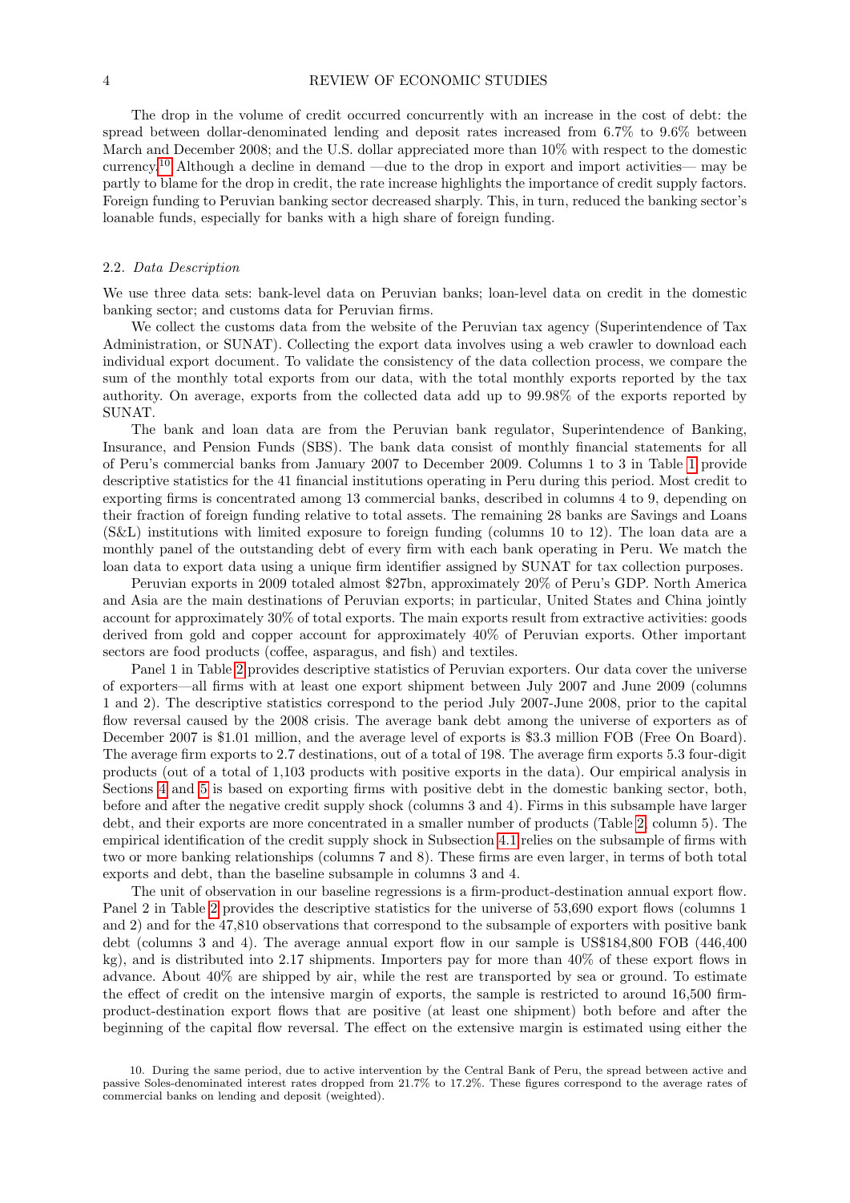The drop in the volume of credit occurred concurrently with an increase in the cost of debt: the spread between dollar-denominated lending and deposit rates increased from 6.7% to 9.6% between March and December 2008; and the U.S. dollar appreciated more than 10% with respect to the domestic currency.[10] Although a decline in demand —due to the drop in export and import activities— may be partly to blame for the drop in credit, the rate increase highlights the importance of credit supply factors. Foreign funding to Peruvian banking sector decreased sharply. This, in turn, reduced the banking sector's loanable funds, especially for banks with a high share of foreign funding.

### 2.2. *Data Description*

We use three data sets: bank-level data on Peruvian banks; loan-level data on credit in the domestic banking sector; and customs data for Peruvian firms.

We collect the customs data from the website of the Peruvian tax agency (Superintendence of Tax Administration, or SUNAT). Collecting the export data involves using a web crawler to download each individual export document. To validate the consistency of the data collection process, we compare the sum of the monthly total exports from our data, with the total monthly exports reported by the tax authority. On average, exports from the collected data add up to 99.98% of the exports reported by SUNAT.

The bank and loan data are from the Peruvian bank regulator, Superintendence of Banking, Insurance, and Pension Funds (SBS). The bank data consist of monthly financial statements for all of Peru's commercial banks from January 2007 to December 2009. Columns 1 to 3 in Table 1 provide descriptive statistics for the 41 financial institutions operating in Peru during this period. Most credit to exporting firms is concentrated among 13 commercial banks, described in columns 4 to 9, depending on their fraction of foreign funding relative to total assets. The remaining 28 banks are Savings and Loans (S&L) institutions with limited exposure to foreign funding (columns 10 to 12). The loan data are a monthly panel of the outstanding debt of every firm with each bank operating in Peru. We match the loan data to export data using a unique firm identifier assigned by SUNAT for tax collection purposes.

Peruvian exports in 2009 totaled almost $27bn, approximately 20% of Peru's GDP. North America and Asia are the main destinations of Peruvian exports; in particular, United States and China jointly account for approximately 30% of total exports. The main exports result from extractive activities: goods derived from gold and copper account for approximately 40% of Peruvian exports. Other important sectors are food products (coffee, asparagus, and fish) and textiles.

Panel 1 in Table 2 provides descriptive statistics of Peruvian exporters. Our data cover the universe of exporters—all firms with at least one export shipment between July 2007 and June 2009 (columns 1 and 2). The descriptive statistics correspond to the period July 2007-June 2008, prior to the capital flow reversal caused by the 2008 crisis. The average bank debt among the universe of exporters as of December 2007 is $1.01 million, and the average level of exports is $3.3 million FOB (Free On Board). The average firm exports to 2.7 destinations, out of a total of 198. The average firm exports 5.3 four-digit products (out of a total of 1,103 products with positive exports in the data). Our empirical analysis in Sections 4 and 5 is based on exporting firms with positive debt in the domestic banking sector, both, before and after the negative credit supply shock (columns 3 and 4). Firms in this subsample have larger debt, and their exports are more concentrated in a smaller number of products (Table 2, column 5). The empirical identification of the credit supply shock in Subsection 4.1 relies on the subsample of firms with two or more banking relationships (columns 7 and 8). These firms are even larger, in terms of both total exports and debt, than the baseline subsample in columns 3 and 4.

The unit of observation in our baseline regressions is a firm-product-destination annual export flow. Panel 2 in Table 2 provides the descriptive statistics for the universe of 53,690 export flows (columns 1 and 2) and for the 47,810 observations that correspond to the subsample of exporters with positive bank debt (columns 3 and 4). The average annual export flow in our sample is US$184,800 FOB (446,400 kg), and is distributed into 2.17 shipments. Importers pay for more than 40% of these export flows in advance. About 40% are shipped by air, while the rest are transported by sea or ground. To estimate the effect of credit on the intensive margin of exports, the sample is restricted to around 16,500 firm-product-destination export flows that are positive (at least one shipment) both before and after the beginning of the capital flow reversal. The effect on the extensive margin is estimated using either the

10. During the same period, due to active intervention by the Central Bank of Peru, the spread between active and passive Soles-denominated interest rates dropped from 21.7% to 17.2%. These figures correspond to the average rates of commercial banks on lending and deposit (weighted).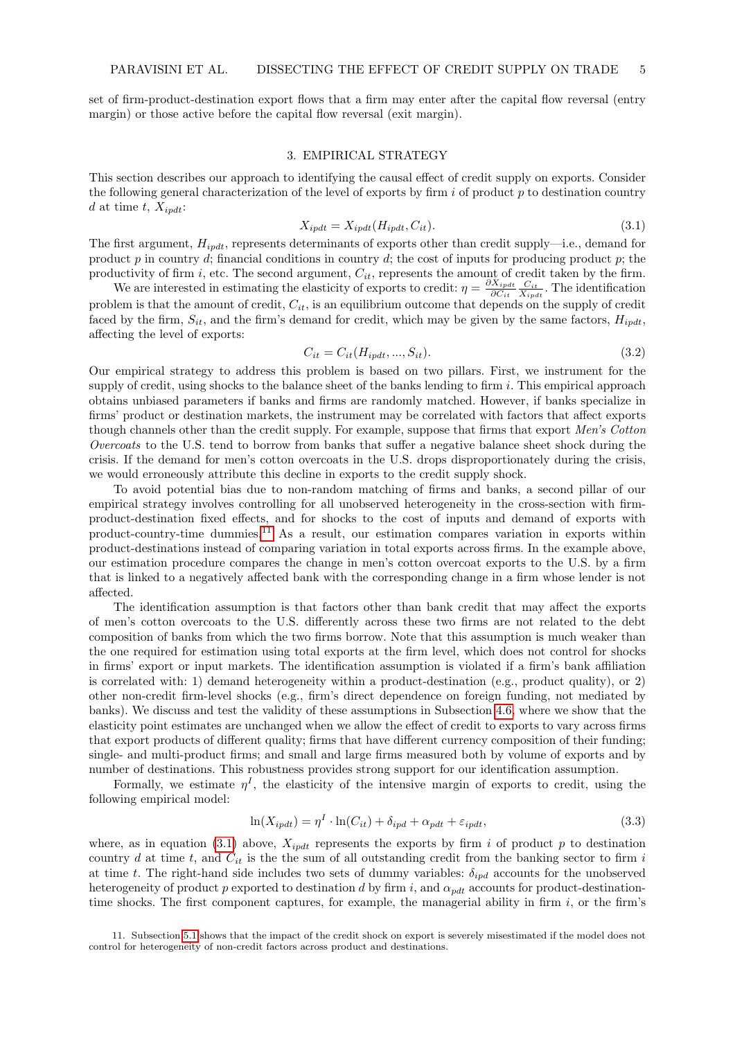set of firm-product-destination export flows that a firm may enter after the capital flow reversal (entry margin) or those active before the capital flow reversal (exit margin).

## 3. EMPIRICAL STRATEGY

This section describes our approach to identifying the causal effect of credit supply on exports. Consider the following general characterization of the level of exports by firm $i$ of product $p$ to destination country $d$ at time $t$, $X_{ipdt}$:

$$X_{ipdt} = X_{ipdt}(H_{ipdt}, C_{it}). \tag{3.1}$$

The first argument, $H_{ipdt}$, represents determinants of exports other than credit supply—i.e., demand for product $p$ in country $d$; financial conditions in country $d$; the cost of inputs for producing product $p$; the productivity of firm $i$, etc. The second argument, $C_{it}$, represents the amount of credit taken by the firm.

We are interested in estimating the elasticity of exports to credit: $\eta = \frac{\partial X_{ipdt}}{\partial C_{it}} \frac{C_{it}}{X_{ipdt}}$. The identification problem is that the amount of credit, $C_{it}$, is an equilibrium outcome that depends on the supply of credit faced by the firm, $S_{it}$, and the firm's demand for credit, which may be given by the same factors, $H_{ipdt}$, affecting the level of exports:

$$C_{it} = C_{it}(H_{ipdt}, ..., S_{it}). \tag{3.2}$$

Our empirical strategy to address this problem is based on two pillars. First, we instrument for the supply of credit, using shocks to the balance sheet of the banks lending to firm $i$. This empirical approach obtains unbiased parameters if banks and firms are randomly matched. However, if banks specialize in firms' product or destination markets, the instrument may be correlated with factors that affect exports though channels other than the credit supply. For example, suppose that firms that export *Men's Cotton Overcoats* to the U.S. tend to borrow from banks that suffer a negative balance sheet shock during the crisis. If the demand for men's cotton overcoats in the U.S. drops disproportionately during the crisis, we would erroneously attribute this decline in exports to the credit supply shock.

To avoid potential bias due to non-random matching of firms and banks, a second pillar of our empirical strategy involves controlling for all unobserved heterogeneity in the cross-section with firm-product-destination fixed effects, and for shocks to the cost of inputs and demand of exports with product-country-time dummies.[11] As a result, our estimation compares variation in exports within product-destinations instead of comparing variation in total exports across firms. In the example above, our estimation procedure compares the change in men's cotton overcoat exports to the U.S. by a firm that is linked to a negatively affected bank with the corresponding change in a firm whose lender is not affected.

The identification assumption is that factors other than bank credit that may affect the exports of men's cotton overcoats to the U.S. differently across these two firms are not related to the debt composition of banks from which the two firms borrow. Note that this assumption is much weaker than the one required for estimation using total exports at the firm level, which does not control for shocks in firms' export or input markets. The identification assumption is violated if a firm's bank affiliation is correlated with: 1) demand heterogeneity within a product-destination (e.g., product quality), or 2) other non-credit firm-level shocks (e.g., firm's direct dependence on foreign funding, not mediated by banks). We discuss and test the validity of these assumptions in Subsection 4.6, where we show that the elasticity point estimates are unchanged when we allow the effect of credit to exports to vary across firms that export products of different quality; firms that have different currency composition of their funding; single- and multi-product firms; and small and large firms measured both by volume of exports and by number of destinations. This robustness provides strong support for our identification assumption.

Formally, we estimate $\eta^I$, the elasticity of the intensive margin of exports to credit, using the following empirical model:

$$\ln(X_{ipdt}) = \eta^I \cdot \ln(C_{it}) + \delta_{ipd} + \alpha_{pdt} + \varepsilon_{ipdt}, \tag{3.3}$$

where, as in equation (3.1) above, $X_{ipdt}$ represents the exports by firm $i$ of product $p$ to destination country $d$ at time $t$, and $C_{it}$ is the the sum of all outstanding credit from the banking sector to firm $i$ at time $t$. The right-hand side includes two sets of dummy variables: $\delta_{ipd}$ accounts for the unobserved heterogeneity of product $p$ exported to destination $d$ by firm $i$, and $\alpha_{pdt}$ accounts for product-destination-time shocks. The first component captures, for example, the managerial ability in firm $i$, or the firm's

11. Subsection 5.1 shows that the impact of the credit shock on export is severely misestimated if the model does not control for heterogeneity of non-credit factors across product and destinations.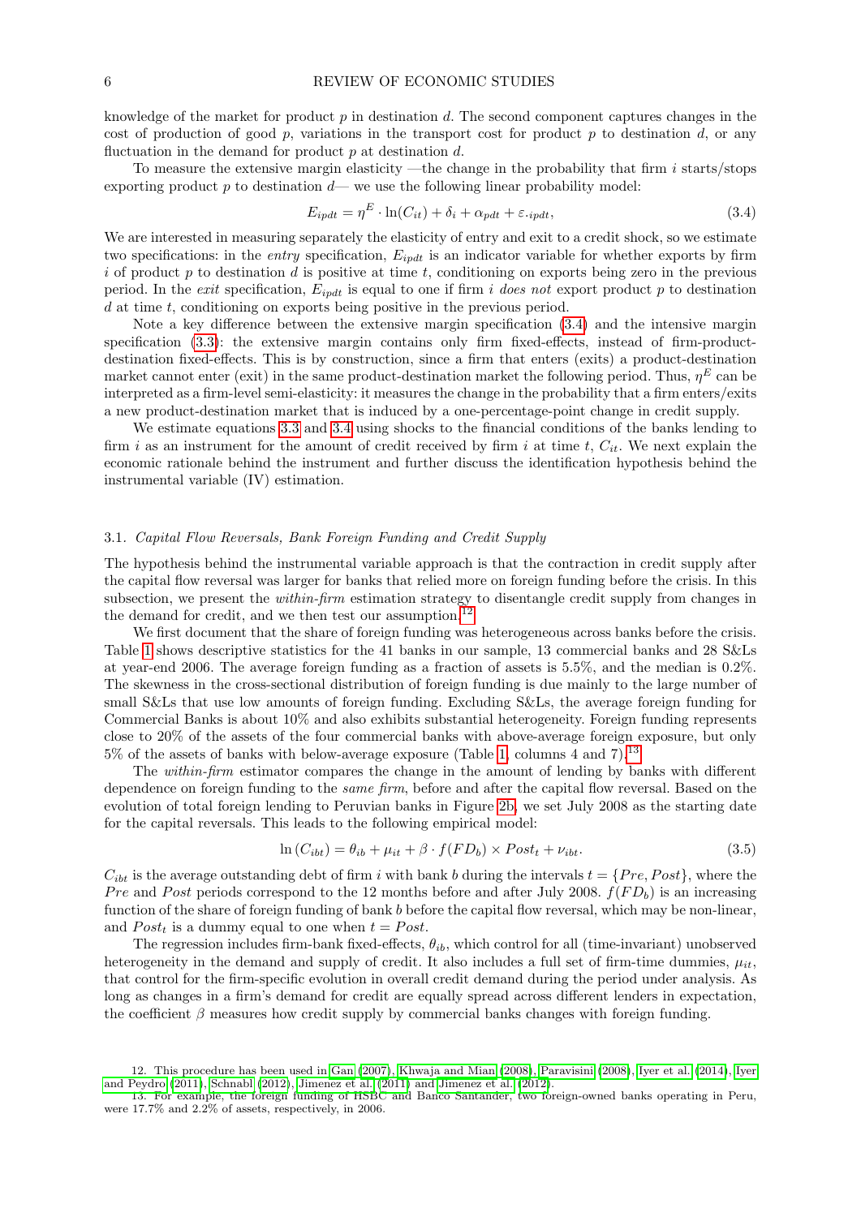knowledge of the market for product $p$ in destination $d$. The second component captures changes in the cost of production of good $p$, variations in the transport cost for product $p$ to destination $d$, or any fluctuation in the demand for product $p$ at destination $d$.

To measure the extensive margin elasticity —the change in the probability that firm $i$ starts/stops exporting product $p$ to destination $d$— we use the following linear probability model:

$$E_{ipdt} = \eta^E \cdot \ln(C_{it}) + \delta_i + \alpha_{pdt} + \varepsilon_{\cdot ipdt}, \tag{3.4}$$

We are interested in measuring separately the elasticity of entry and exit to a credit shock, so we estimate two specifications: in the *entry* specification, $E_{ipdt}$ is an indicator variable for whether exports by firm $i$ of product $p$ to destination $d$ is positive at time $t$, conditioning on exports being zero in the previous period. In the *exit* specification, $E_{ipdt}$ is equal to one if firm $i$ *does not* export product $p$ to destination $d$ at time $t$, conditioning on exports being positive in the previous period.

Note a key difference between the extensive margin specification (3.4) and the intensive margin specification (3.3): the extensive margin contains only firm fixed-effects, instead of firm-product-destination fixed-effects. This is by construction, since a firm that enters (exits) a product-destination market cannot enter (exit) in the same product-destination market the following period. Thus, $\eta^E$ can be interpreted as a firm-level semi-elasticity: it measures the change in the probability that a firm enters/exits a new product-destination market that is induced by a one-percentage-point change in credit supply.

We estimate equations 3.3 and 3.4 using shocks to the financial conditions of the banks lending to firm $i$ as an instrument for the amount of credit received by firm $i$ at time $t$, $C_{it}$. We next explain the economic rationale behind the instrument and further discuss the identification hypothesis behind the instrumental variable (IV) estimation.

### 3.1. *Capital Flow Reversals, Bank Foreign Funding and Credit Supply*

The hypothesis behind the instrumental variable approach is that the contraction in credit supply after the capital flow reversal was larger for banks that relied more on foreign funding before the crisis. In this subsection, we present the *within-firm* estimation strategy to disentangle credit supply from changes in the demand for credit, and we then test our assumption.[12]

We first document that the share of foreign funding was heterogeneous across banks before the crisis. Table 1 shows descriptive statistics for the 41 banks in our sample, 13 commercial banks and 28 S&Ls at year-end 2006. The average foreign funding as a fraction of assets is 5.5%, and the median is 0.2%. The skewness in the cross-sectional distribution of foreign funding is due mainly to the large number of small S&Ls that use low amounts of foreign funding. Excluding S&Ls, the average foreign funding for Commercial Banks is about 10% and also exhibits substantial heterogeneity. Foreign funding represents close to 20% of the assets of the four commercial banks with above-average foreign exposure, but only 5% of the assets of banks with below-average exposure (Table 1, columns 4 and 7).[13]

The *within-firm* estimator compares the change in the amount of lending by banks with different dependence on foreign funding to the *same firm*, before and after the capital flow reversal. Based on the evolution of total foreign lending to Peruvian banks in Figure 2b, we set July 2008 as the starting date for the capital reversals. This leads to the following empirical model:

$$\ln(C_{ibt}) = \theta_{ib} + \mu_{it} + \beta \cdot f(FD_b) \times Post_t + \nu_{ibt}. \tag{3.5}$$

$C_{ibt}$ is the average outstanding debt of firm $i$ with bank $b$ during the intervals $t = \{Pre, Post\}$, where the $Pre$ and $Post$ periods correspond to the 12 months before and after July 2008. $f(FD_b)$ is an increasing function of the share of foreign funding of bank $b$ before the capital flow reversal, which may be non-linear, and $Post_t$ is a dummy equal to one when $t = Post$.

The regression includes firm-bank fixed-effects, $\theta_{ib}$, which control for all (time-invariant) unobserved heterogeneity in the demand and supply of credit. It also includes a full set of firm-time dummies, $\mu_{it}$, that control for the firm-specific evolution in overall credit demand during the period under analysis. As long as changes in a firm's demand for credit are equally spread across different lenders in expectation, the coefficient $\beta$ measures how credit supply by commercial banks changes with foreign funding.

12. This procedure has been used in Gan (2007), Khwaja and Mian (2008), Paravisini (2008), Iyer et al. (2014), Iyer and Peydro (2011), Schnabl (2012), Jimenez et al. (2011) and Jimenez et al. (2012).

13. For example, the foreign funding of HSBC and Banco Santander, two foreign-owned banks operating in Peru, were 17.7% and 2.2% of assets, respectively, in 2006.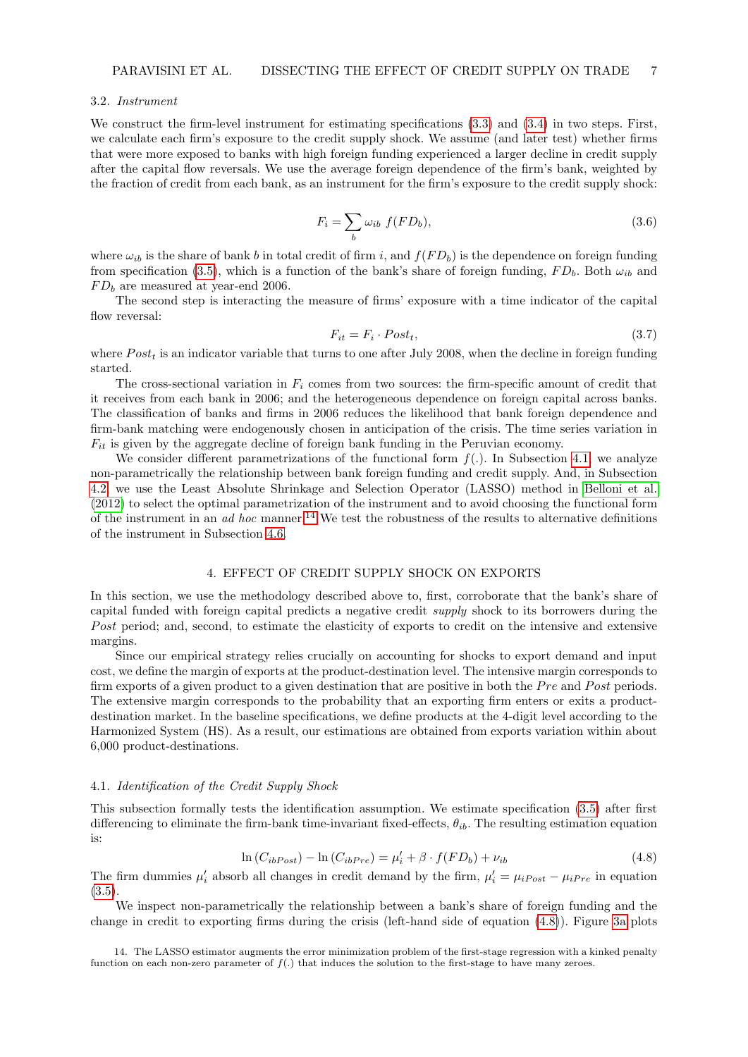### 3.2. *Instrument*

We construct the firm-level instrument for estimating specifications (3.3) and (3.4) in two steps. First, we calculate each firm's exposure to the credit supply shock. We assume (and later test) whether firms that were more exposed to banks with high foreign funding experienced a larger decline in credit supply after the capital flow reversals. We use the average foreign dependence of the firm's bank, weighted by the fraction of credit from each bank, as an instrument for the firm's exposure to the credit supply shock:

$$F_i = \sum_b \omega_{ib} \; f(FD_b), \tag{3.6}$$

where $\omega_{ib}$ is the share of bank $b$ in total credit of firm $i$, and $f(FD_b)$ is the dependence on foreign funding from specification (3.5), which is a function of the bank's share of foreign funding, $FD_b$. Both $\omega_{ib}$ and $FD_b$ are measured at year-end 2006.

The second step is interacting the measure of firms' exposure with a time indicator of the capital flow reversal:

$$F_{it} = F_i \cdot Post_t, \tag{3.7}$$

where $Post_t$ is an indicator variable that turns to one after July 2008, when the decline in foreign funding started.

The cross-sectional variation in $F_i$ comes from two sources: the firm-specific amount of credit that it receives from each bank in 2006; and the heterogeneous dependence on foreign capital across banks. The classification of banks and firms in 2006 reduces the likelihood that bank foreign dependence and firm-bank matching were endogenously chosen in anticipation of the crisis. The time series variation in $F_{it}$ is given by the aggregate decline of foreign bank funding in the Peruvian economy.

We consider different parametrizations of the functional form $f(.)$. In Subsection 4.1, we analyze non-parametrically the relationship between bank foreign funding and credit supply. And, in Subsection 4.2, we use the Least Absolute Shrinkage and Selection Operator (LASSO) method in Belloni et al. (2012) to select the optimal parametrization of the instrument and to avoid choosing the functional form of the instrument in an *ad hoc* manner.[14] We test the robustness of the results to alternative definitions of the instrument in Subsection 4.6.

## 4. EFFECT OF CREDIT SUPPLY SHOCK ON EXPORTS

In this section, we use the methodology described above to, first, corroborate that the bank's share of capital funded with foreign capital predicts a negative credit *supply* shock to its borrowers during the *Post* period; and, second, to estimate the elasticity of exports to credit on the intensive and extensive margins.

Since our empirical strategy relies crucially on accounting for shocks to export demand and input cost, we define the margin of exports at the product-destination level. The intensive margin corresponds to firm exports of a given product to a given destination that are positive in both the *Pre* and *Post* periods. The extensive margin corresponds to the probability that an exporting firm enters or exits a product-destination market. In the baseline specifications, we define products at the 4-digit level according to the Harmonized System (HS). As a result, our estimations are obtained from exports variation within about 6,000 product-destinations.

### 4.1. *Identification of the Credit Supply Shock*

This subsection formally tests the identification assumption. We estimate specification (3.5) after first differencing to eliminate the firm-bank time-invariant fixed-effects, $\theta_{ib}$. The resulting estimation equation is:

$$\ln\left(C_{ibPost}\right) - \ln\left(C_{ibPre}\right) = \mu_i' + \beta \cdot f(FD_b) + \nu_{ib} \tag{4.8}$$

The firm dummies $\mu_i'$ absorb all changes in credit demand by the firm, $\mu_i' = \mu_{iPost} - \mu_{iPre}$ in equation (3.5).

We inspect non-parametrically the relationship between a bank's share of foreign funding and the change in credit to exporting firms during the crisis (left-hand side of equation (4.8)). Figure 3a plots

14. The LASSO estimator augments the error minimization problem of the first-stage regression with a kinked penalty function on each non-zero parameter of $f(.)$ that induces the solution to the first-stage to have many zeroes.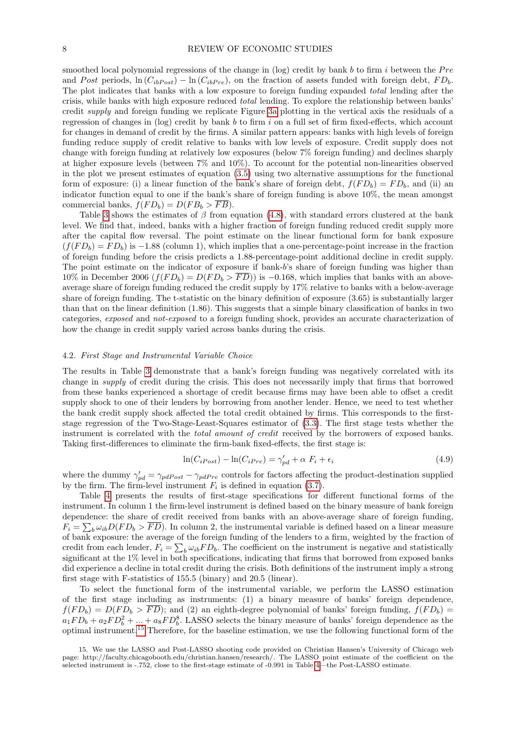smoothed local polynomial regressions of the change in (log) credit by bank $b$ to firm $i$ between the $Pre$ and $Post$ periods, $\ln(C_{ibPost}) - \ln(C_{ibPre})$, on the fraction of assets funded with foreign debt, $FD_b$. The plot indicates that banks with a low exposure to foreign funding expanded *total* lending after the crisis, while banks with high exposure reduced *total* lending. To explore the relationship between banks' credit *supply* and foreign funding we replicate Figure 3a plotting in the vertical axis the residuals of a regression of changes in (log) credit by bank $b$ to firm $i$ on a full set of firm fixed-effects, which account for changes in demand of credit by the firms. A similar pattern appears: banks with high levels of foreign funding reduce supply of credit relative to banks with low levels of exposure. Credit supply does not change with foreign funding at relatively low exposures (below 7% foreign funding) and declines sharply at higher exposure levels (between 7% and 10%). To account for the potential non-linearities observed in the plot we present estimates of equation (3.5) using two alternative assumptions for the functional form of exposure: (i) a linear function of the bank's share of foreign debt, $f(FD_b) = FD_b$, and (ii) an indicator function equal to one if the bank's share of foreign funding is above 10%, the mean amongst commercial banks, $f(FD_b) = D(FB_b > \overline{FB})$.

Table 3 shows the estimates of $\beta$ from equation (4.8), with standard errors clustered at the bank level. We find that, indeed, banks with a higher fraction of foreign funding reduced credit supply more after the capital flow reversal. The point estimate on the linear functional form for bank exposure $(f(FD_b) = FD_b)$ is $-1.88$ (column 1), which implies that a one-percentage-point increase in the fraction of foreign funding before the crisis predicts a 1.88-percentage-point additional decline in credit supply. The point estimate on the indicator of exposure if bank-$b$'s share of foreign funding was higher than 10% in December 2006 $(f(FD_b) = D(FD_b > \overline{FD}))$ is $-0.168$, which implies that banks with an above-average share of foreign funding reduced the credit supply by 17% relative to banks with a below-average share of foreign funding. The t-statistic on the binary definition of exposure (3.65) is substantially larger than that on the linear definition (1.86). This suggests that a simple binary classification of banks in two categories, *exposed* and *not-exposed* to a foreign funding shock, provides an accurate characterization of how the change in credit supply varied across banks during the crisis.

### 4.2. *First Stage and Instrumental Variable Choice*

The results in Table 3 demonstrate that a bank's foreign funding was negatively correlated with its change in *supply* of credit during the crisis. This does not necessarily imply that firms that borrowed from these banks experienced a shortage of credit because firms may have been able to offset a credit supply shock to one of their lenders by borrowing from another lender. Hence, we need to test whether the bank credit supply shock affected the total credit obtained by firms. This corresponds to the first-stage regression of the Two-Stage-Least-Squares estimator of (3.3). The first stage tests whether the instrument is correlated with the *total amount of credit* received by the borrowers of exposed banks. Taking first-differences to eliminate the firm-bank fixed-effects, the first stage is:

$$\ln(C_{iPost}) - \ln(C_{iPre}) = \gamma'_{pd} + \alpha\ F_i + \epsilon_i \tag{4.9}$$

where the dummy $\gamma'_{pd} = \gamma_{pdPost} - \gamma_{pdPre}$ controls for factors affecting the product-destination supplied by the firm. The firm-level instrument $F_i$ is defined in equation (3.7).

Table 4 presents the results of first-stage specifications for different functional forms of the instrument. In column 1 the firm-level instrument is defined based on the binary measure of bank foreign dependence: the share of credit received from banks with an above-average share of foreign funding, $F_i = \sum_b \omega_{ib} D(FD_b > \overline{FD})$. In column 2, the instrumental variable is defined based on a linear measure of bank exposure: the average of the foreign funding of the lenders to a firm, weighted by the fraction of credit from each lender, $F_i = \sum_b \omega_{ib} FD_b$. The coefficient on the instrument is negative and statistically significant at the 1% level in both specifications, indicating that firms that borrowed from exposed banks did experience a decline in total credit during the crisis. Both definitions of the instrument imply a strong first stage with F-statistics of 155.5 (binary) and 20.5 (linear).

To select the functional form of the instrumental variable, we perform the LASSO estimation of the first stage including as instruments: (1) a binary measure of banks' foreign dependence, $f(FD_b) = D(FD_b > \overline{FD})$; and (2) an eighth-degree polynomial of banks' foreign funding, $f(FD_b) = a_1 FD_b + a_2 FD_b^2 + ... + a_8 FD_b^8$. LASSO selects the binary measure of banks' foreign dependence as the optimal instrument.[15] Therefore, for the baseline estimation, we use the following functional form of the

15. We use the LASSO and Post-LASSO shooting code provided on Christian Hansen's University of Chicago web page: http://faculty.chicagobooth.edu/christian.hansen/research/. The LASSO point estimate of the coefficient on the selected instrument is -.752, close to the first-stage estimate of -0.991 in Table 4—the Post-LASSO estimate.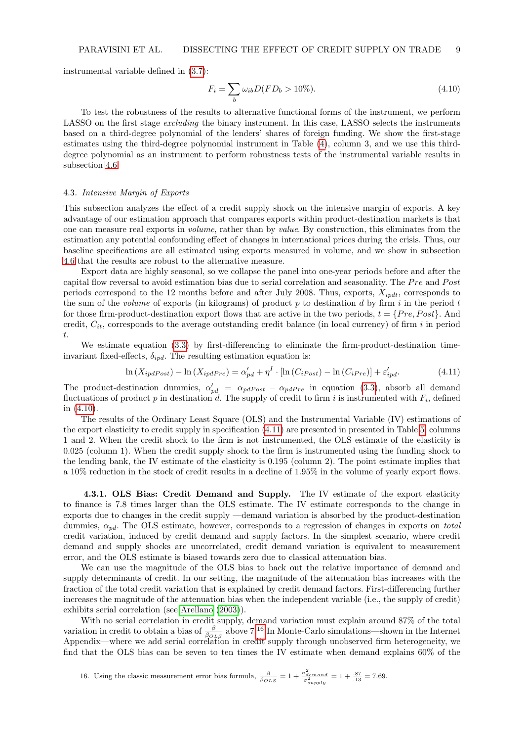instrumental variable defined in (3.7):

$$F_i = \sum_b \omega_{ib} D(FD_b > 10\%). \tag{4.10}$$

To test the robustness of the results to alternative functional forms of the instrument, we perform LASSO on the first stage *excluding* the binary instrument. In this case, LASSO selects the instruments based on a third-degree polynomial of the lenders' shares of foreign funding. We show the first-stage estimates using the third-degree polynomial instrument in Table (4), column 3, and we use this third-degree polynomial as an instrument to perform robustness tests of the instrumental variable results in subsection 4.6.

### 4.3. *Intensive Margin of Exports*

This subsection analyzes the effect of a credit supply shock on the intensive margin of exports. A key advantage of our estimation approach that compares exports within product-destination markets is that one can measure real exports in *volume*, rather than by *value*. By construction, this eliminates from the estimation any potential confounding effect of changes in international prices during the crisis. Thus, our baseline specifications are all estimated using exports measured in volume, and we show in subsection 4.6 that the results are robust to the alternative measure.

Export data are highly seasonal, so we collapse the panel into one-year periods before and after the capital flow reversal to avoid estimation bias due to serial correlation and seasonality. The *Pre* and *Post* periods correspond to the 12 months before and after July 2008. Thus, exports, $X_{ipdt}$, corresponds to the sum of the *volume* of exports (in kilograms) of product $p$ to destination $d$ by firm $i$ in the period $t$ for those firm-product-destination export flows that are active in the two periods, $t = \{Pre, Post\}$. And credit, $C_{it}$, corresponds to the average outstanding credit balance (in local currency) of firm $i$ in period $t$.

We estimate equation (3.3) by first-differencing to eliminate the firm-product-destination time-invariant fixed-effects, $\delta_{ipd}$. The resulting estimation equation is:

$$\ln(X_{ipdPost}) - \ln(X_{ipdPre}) = \alpha'_{pd} + \eta^I \cdot [\ln(C_{iPost}) - \ln(C_{iPre})] + \varepsilon'_{ipd}. \tag{4.11}$$

The product-destination dummies, $\alpha'_{pd} = \alpha_{pdPost} - \alpha_{pdPre}$ in equation (3.3), absorb all demand fluctuations of product $p$ in destination $d$. The supply of credit to firm $i$ is instrumented with $F_i$, defined in (4.10).

The results of the Ordinary Least Square (OLS) and the Instrumental Variable (IV) estimations of the export elasticity to credit supply in specification (4.11) are presented in presented in Table 5, columns 1 and 2. When the credit shock to the firm is not instrumented, the OLS estimate of the elasticity is 0.025 (column 1). When the credit supply shock to the firm is instrumented using the funding shock to the lending bank, the IV estimate of the elasticity is 0.195 (column 2). The point estimate implies that a 10% reduction in the stock of credit results in a decline of 1.95% in the volume of yearly export flows.

#### 4.3.1. **OLS Bias: Credit Demand and Supply.**

The IV estimate of the export elasticity to finance is 7.8 times larger than the OLS estimate. The IV estimate corresponds to the change in exports due to changes in the credit supply —demand variation is absorbed by the product-destination dummies, $\alpha_{pd}$. The OLS estimate, however, corresponds to a regression of changes in exports on *total* credit variation, induced by credit demand and supply factors. In the simplest scenario, where credit demand and supply shocks are uncorrelated, credit demand variation is equivalent to measurement error, and the OLS estimate is biased towards zero due to classical attenuation bias.

We can use the magnitude of the OLS bias to back out the relative importance of demand and supply determinants of credit. In our setting, the magnitude of the attenuation bias increases with the fraction of the total credit variation that is explained by credit demand factors. First-differencing further increases the magnitude of the attenuation bias when the independent variable (i.e., the supply of credit) exhibits serial correlation (see Arellano (2003)).

With no serial correlation in credit supply, demand variation must explain around 87% of the total variation in credit to obtain a bias of $\frac{\beta}{\beta_{OLS}}$ above 7.[16] In Monte-Carlo simulations—shown in the Internet Appendix—where we add serial correlation in credit supply through unobserved firm heterogeneity, we find that the OLS bias can be seven to ten times the IV estimate when demand explains 60% of the

16. Using the classic measurement error bias formula, $\frac{\beta}{\beta_{OLS}} = 1 + \frac{\sigma^2_{demand}}{\sigma^2_{supply}} = 1 + \frac{.87}{.13} = 7.69$.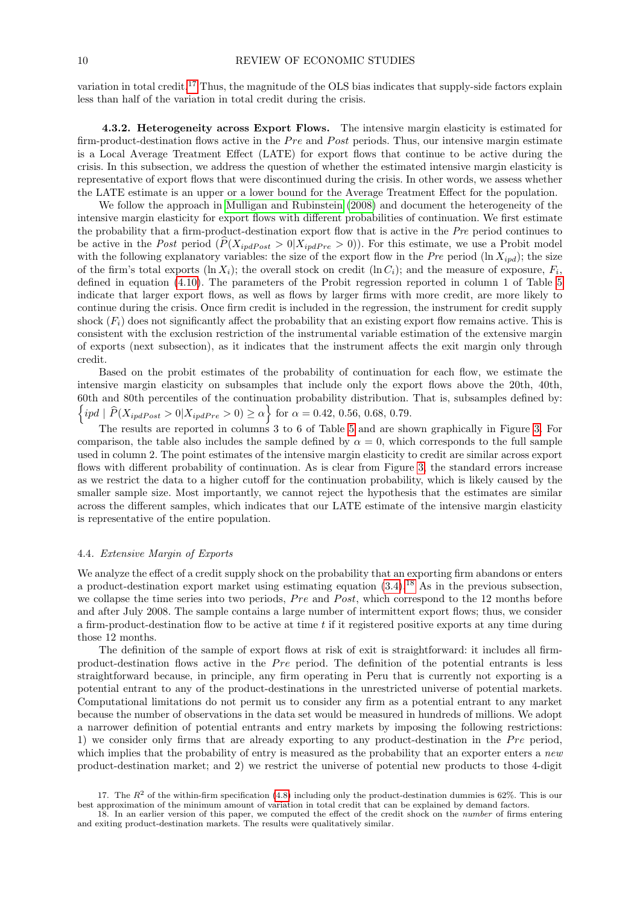variation in total credit.[17] Thus, the magnitude of the OLS bias indicates that supply-side factors explain less than half of the variation in total credit during the crisis.

**4.3.2. Heterogeneity across Export Flows.** The intensive margin elasticity is estimated for firm-product-destination flows active in the *Pre* and *Post* periods. Thus, our intensive margin estimate is a Local Average Treatment Effect (LATE) for export flows that continue to be active during the crisis. In this subsection, we address the question of whether the estimated intensive margin elasticity is representative of export flows that were discontinued during the crisis. In other words, we assess whether the LATE estimate is an upper or a lower bound for the Average Treatment Effect for the population.

We follow the approach in Mulligan and Rubinstein (2008) and document the heterogeneity of the intensive margin elasticity for export flows with different probabilities of continuation. We first estimate the probability that a firm-product-destination export flow that is active in the *Pre* period continues to be active in the *Post* period ($\widehat{P}(X_{ipdPost} > 0 | X_{ipdPre} > 0)$). For this estimate, we use a Probit model with the following explanatory variables: the size of the export flow in the *Pre* period ($\ln X_{ipd}$); the size of the firm's total exports ($\ln X_i$); the overall stock on credit ($\ln C_i$); and the measure of exposure, $F_i$, defined in equation (4.10). The parameters of the Probit regression reported in column 1 of Table 5 indicate that larger export flows, as well as flows by larger firms with more credit, are more likely to continue during the crisis. Once firm credit is included in the regression, the instrument for credit supply shock ($F_i$) does not significantly affect the probability that an existing export flow remains active. This is consistent with the exclusion restriction of the instrumental variable estimation of the extensive margin of exports (next subsection), as it indicates that the instrument affects the exit margin only through credit.

Based on the probit estimates of the probability of continuation for each flow, we estimate the intensive margin elasticity on subsamples that include only the export flows above the 20th, 40th, 60th and 80th percentiles of the continuation probability distribution. That is, subsamples defined by: $\left\{ipd \mid \widehat{P}(X_{ipdPost} > 0 | X_{ipdPre} > 0) \geq \alpha\right\}$ for $\alpha = 0.42,\ 0.56,\ 0.68,\ 0.79$.

The results are reported in columns 3 to 6 of Table 5 and are shown graphically in Figure 3. For comparison, the table also includes the sample defined by $\alpha = 0$, which corresponds to the full sample used in column 2. The point estimates of the intensive margin elasticity to credit are similar across export flows with different probability of continuation. As is clear from Figure 3, the standard errors increase as we restrict the data to a higher cutoff for the continuation probability, which is likely caused by the smaller sample size. Most importantly, we cannot reject the hypothesis that the estimates are similar across the different samples, which indicates that our LATE estimate of the intensive margin elasticity is representative of the entire population.

### 4.4. *Extensive Margin of Exports*

We analyze the effect of a credit supply shock on the probability that an exporting firm abandons or enters a product-destination export market using estimating equation (3.4).[18] As in the previous subsection, we collapse the time series into two periods, *Pre* and *Post*, which correspond to the 12 months before and after July 2008. The sample contains a large number of intermittent export flows; thus, we consider a firm-product-destination flow to be active at time $t$ if it registered positive exports at any time during those 12 months.

The definition of the sample of export flows at risk of exit is straightforward: it includes all firm-product-destination flows active in the *Pre* period. The definition of the potential entrants is less straightforward because, in principle, any firm operating in Peru that is currently not exporting is a potential entrant to any of the product-destinations in the unrestricted universe of potential markets. Computational limitations do not permit us to consider any firm as a potential entrant to any market because the number of observations in the data set would be measured in hundreds of millions. We adopt a narrower definition of potential entrants and entry markets by imposing the following restrictions: 1) we consider only firms that are already exporting to any product-destination in the *Pre* period, which implies that the probability of entry is measured as the probability that an exporter enters a *new* product-destination market; and 2) we restrict the universe of potential new products to those 4-digit

17. The $R^2$ of the within-firm specification (4.8) including only the product-destination dummies is 62%. This is our best approximation of the minimum amount of variation in total credit that can be explained by demand factors.

18. In an earlier version of this paper, we computed the effect of the credit shock on the *number* of firms entering and exiting product-destination markets. The results were qualitatively similar.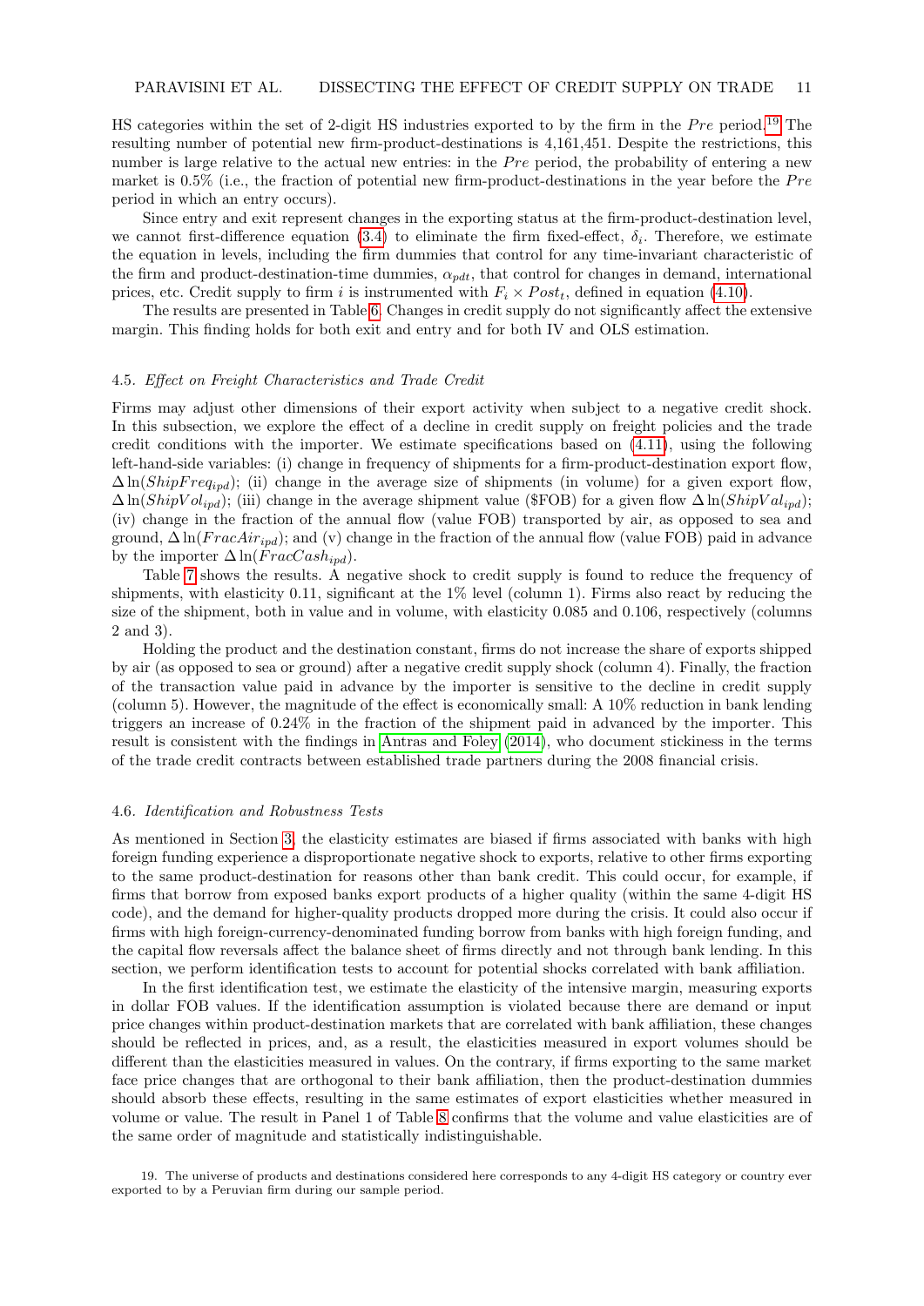HS categories within the set of 2-digit HS industries exported to by the firm in the *Pre* period.[19] The resulting number of potential new firm-product-destinations is 4,161,451. Despite the restrictions, this number is large relative to the actual new entries: in the *Pre* period, the probability of entering a new market is 0.5% (i.e., the fraction of potential new firm-product-destinations in the year before the *Pre* period in which an entry occurs).

Since entry and exit represent changes in the exporting status at the firm-product-destination level, we cannot first-difference equation (3.4) to eliminate the firm fixed-effect, $\delta_i$. Therefore, we estimate the equation in levels, including the firm dummies that control for any time-invariant characteristic of the firm and product-destination-time dummies, $\alpha_{pdt}$, that control for changes in demand, international prices, etc. Credit supply to firm $i$ is instrumented with $F_i \times Post_t$, defined in equation (4.10).

The results are presented in Table 6. Changes in credit supply do not significantly affect the extensive margin. This finding holds for both exit and entry and for both IV and OLS estimation.

### 4.5. *Effect on Freight Characteristics and Trade Credit*

Firms may adjust other dimensions of their export activity when subject to a negative credit shock. In this subsection, we explore the effect of a decline in credit supply on freight policies and the trade credit conditions with the importer. We estimate specifications based on (4.11), using the following left-hand-side variables: (i) change in frequency of shipments for a firm-product-destination export flow, $\Delta \ln(ShipFreq_{ipd})$; (ii) change in the average size of shipments (in volume) for a given export flow, $\Delta \ln(ShipVol_{ipd})$; (iii) change in the average shipment value (\$FOB) for a given flow $\Delta \ln(ShipVal_{ipd})$; (iv) change in the fraction of the annual flow (value FOB) transported by air, as opposed to sea and ground, $\Delta \ln(FracAir_{ipd})$; and (v) change in the fraction of the annual flow (value FOB) paid in advance by the importer $\Delta \ln(FracCash_{ipd})$.

Table 7 shows the results. A negative shock to credit supply is found to reduce the frequency of shipments, with elasticity 0.11, significant at the 1% level (column 1). Firms also react by reducing the size of the shipment, both in value and in volume, with elasticity 0.085 and 0.106, respectively (columns 2 and 3).

Holding the product and the destination constant, firms do not increase the share of exports shipped by air (as opposed to sea or ground) after a negative credit supply shock (column 4). Finally, the fraction of the transaction value paid in advance by the importer is sensitive to the decline in credit supply (column 5). However, the magnitude of the effect is economically small: A 10% reduction in bank lending triggers an increase of 0.24% in the fraction of the shipment paid in advanced by the importer. This result is consistent with the findings in Antras and Foley (2014), who document stickiness in the terms of the trade credit contracts between established trade partners during the 2008 financial crisis.

### 4.6. *Identification and Robustness Tests*

As mentioned in Section 3, the elasticity estimates are biased if firms associated with banks with high foreign funding experience a disproportionate negative shock to exports, relative to other firms exporting to the same product-destination for reasons other than bank credit. This could occur, for example, if firms that borrow from exposed banks export products of a higher quality (within the same 4-digit HS code), and the demand for higher-quality products dropped more during the crisis. It could also occur if firms with high foreign-currency-denominated funding borrow from banks with high foreign funding, and the capital flow reversals affect the balance sheet of firms directly and not through bank lending. In this section, we perform identification tests to account for potential shocks correlated with bank affiliation.

In the first identification test, we estimate the elasticity of the intensive margin, measuring exports in dollar FOB values. If the identification assumption is violated because there are demand or input price changes within product-destination markets that are correlated with bank affiliation, these changes should be reflected in prices, and, as a result, the elasticities measured in export volumes should be different than the elasticities measured in values. On the contrary, if firms exporting to the same market face price changes that are orthogonal to their bank affiliation, then the product-destination dummies should absorb these effects, resulting in the same estimates of export elasticities whether measured in volume or value. The result in Panel 1 of Table 8 confirms that the volume and value elasticities are of the same order of magnitude and statistically indistinguishable.

19. The universe of products and destinations considered here corresponds to any 4-digit HS category or country ever exported to by a Peruvian firm during our sample period.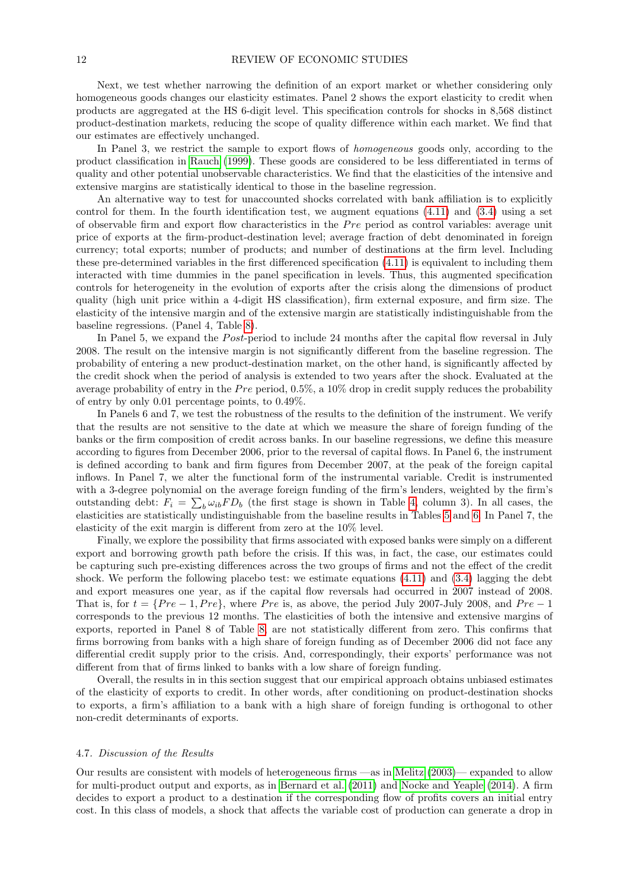Next, we test whether narrowing the definition of an export market or whether considering only homogeneous goods changes our elasticity estimates. Panel 2 shows the export elasticity to credit when products are aggregated at the HS 6-digit level. This specification controls for shocks in 8,568 distinct product-destination markets, reducing the scope of quality difference within each market. We find that our estimates are effectively unchanged.

In Panel 3, we restrict the sample to export flows of *homogeneous* goods only, according to the product classification in Rauch (1999). These goods are considered to be less differentiated in terms of quality and other potential unobservable characteristics. We find that the elasticities of the intensive and extensive margins are statistically identical to those in the baseline regression.

An alternative way to test for unaccounted shocks correlated with bank affiliation is to explicitly control for them. In the fourth identification test, we augment equations (4.11) and (3.4) using a set of observable firm and export flow characteristics in the $Pre$ period as control variables: average unit price of exports at the firm-product-destination level; average fraction of debt denominated in foreign currency; total exports; number of products; and number of destinations at the firm level. Including these pre-determined variables in the first differenced specification (4.11) is equivalent to including them interacted with time dummies in the panel specification in levels. Thus, this augmented specification controls for heterogeneity in the evolution of exports after the crisis along the dimensions of product quality (high unit price within a 4-digit HS classification), firm external exposure, and firm size. The elasticity of the intensive margin and of the extensive margin are statistically indistinguishable from the baseline regressions. (Panel 4, Table 8).

In Panel 5, we expand the $Post$-period to include 24 months after the capital flow reversal in July 2008. The result on the intensive margin is not significantly different from the baseline regression. The probability of entering a new product-destination market, on the other hand, is significantly affected by the credit shock when the period of analysis is extended to two years after the shock. Evaluated at the average probability of entry in the $Pre$ period, 0.5%, a 10% drop in credit supply reduces the probability of entry by only 0.01 percentage points, to 0.49%.

In Panels 6 and 7, we test the robustness of the results to the definition of the instrument. We verify that the results are not sensitive to the date at which we measure the share of foreign funding of the banks or the firm composition of credit across banks. In our baseline regressions, we define this measure according to figures from December 2006, prior to the reversal of capital flows. In Panel 6, the instrument is defined according to bank and firm figures from December 2007, at the peak of the foreign capital inflows. In Panel 7, we alter the functional form of the instrumental variable. Credit is instrumented with a 3-degree polynomial on the average foreign funding of the firm's lenders, weighted by the firm's outstanding debt: $F_i = \sum_b \omega_{ib} FD_b$ (the first stage is shown in Table 4, column 3). In all cases, the elasticities are statistically undistinguishable from the baseline results in Tables 5 and 6. In Panel 7, the elasticity of the exit margin is different from zero at the 10% level.

Finally, we explore the possibility that firms associated with exposed banks were simply on a different export and borrowing growth path before the crisis. If this was, in fact, the case, our estimates could be capturing such pre-existing differences across the two groups of firms and not the effect of the credit shock. We perform the following placebo test: we estimate equations (4.11) and (3.4) lagging the debt and export measures one year, as if the capital flow reversals had occurred in 2007 instead of 2008. That is, for $t = \{Pre-1, Pre\}$, where $Pre$ is, as above, the period July 2007-July 2008, and $Pre-1$ corresponds to the previous 12 months. The elasticities of both the intensive and extensive margins of exports, reported in Panel 8 of Table 8, are not statistically different from zero. This confirms that firms borrowing from banks with a high share of foreign funding as of December 2006 did not face any differential credit supply prior to the crisis. And, correspondingly, their exports' performance was not different from that of firms linked to banks with a low share of foreign funding.

Overall, the results in in this section suggest that our empirical approach obtains unbiased estimates of the elasticity of exports to credit. In other words, after conditioning on product-destination shocks to exports, a firm's affiliation to a bank with a high share of foreign funding is orthogonal to other non-credit determinants of exports.

### 4.7. *Discussion of the Results*

Our results are consistent with models of heterogeneous firms —as in Melitz (2003)— expanded to allow for multi-product output and exports, as in Bernard et al. (2011) and Nocke and Yeaple (2014). A firm decides to export a product to a destination if the corresponding flow of profits covers an initial entry cost. In this class of models, a shock that affects the variable cost of production can generate a drop in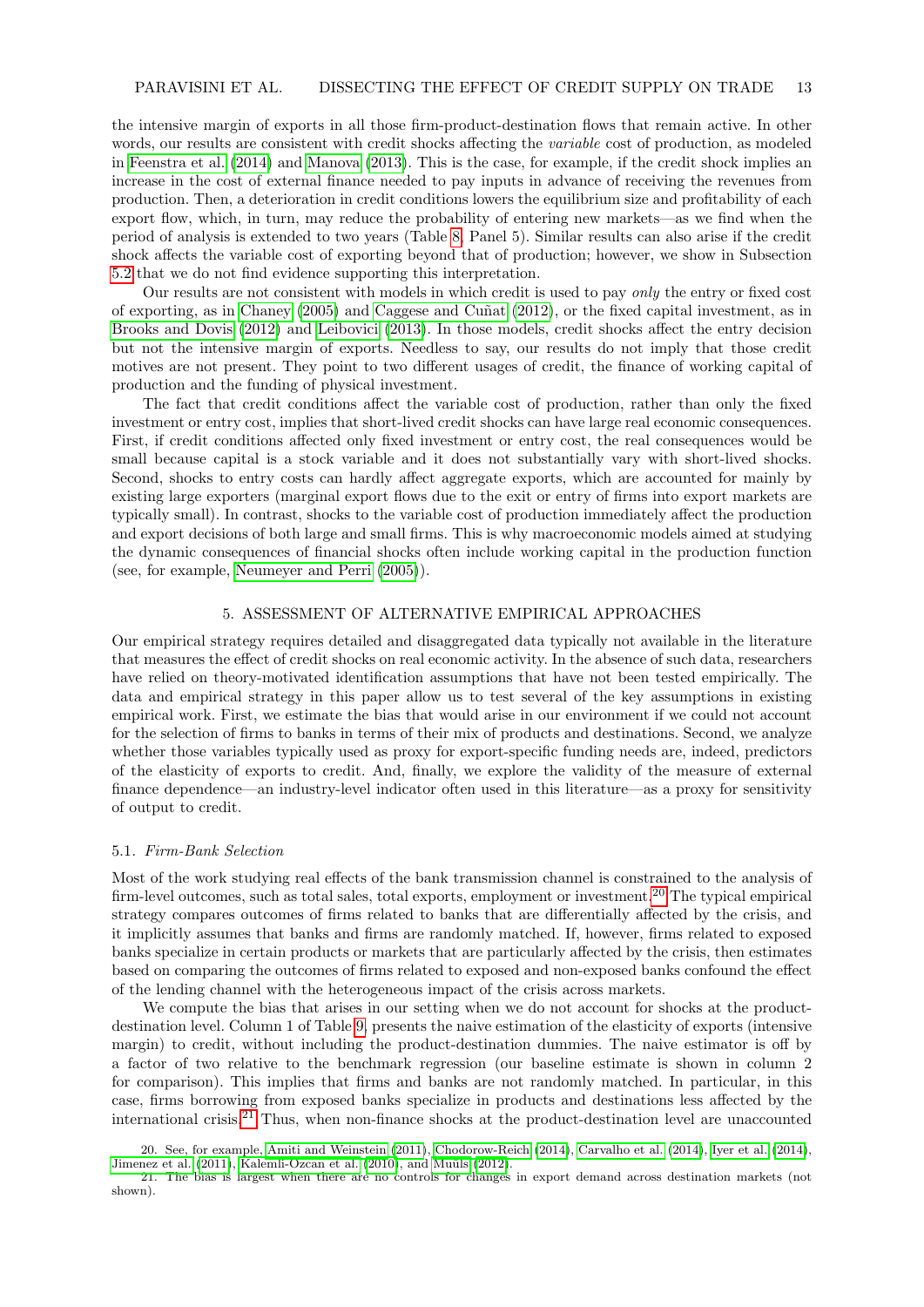the intensive margin of exports in all those firm-product-destination flows that remain active. In other words, our results are consistent with credit shocks affecting the *variable* cost of production, as modeled in Feenstra et al. (2014) and Manova (2013). This is the case, for example, if the credit shock implies an increase in the cost of external finance needed to pay inputs in advance of receiving the revenues from production. Then, a deterioration in credit conditions lowers the equilibrium size and profitability of each export flow, which, in turn, may reduce the probability of entering new markets—as we find when the period of analysis is extended to two years (Table 8, Panel 5). Similar results can also arise if the credit shock affects the variable cost of exporting beyond that of production; however, we show in Subsection 5.2 that we do not find evidence supporting this interpretation.

Our results are not consistent with models in which credit is used to pay *only* the entry or fixed cost of exporting, as in Chaney (2005) and Caggese and Cuñat (2012), or the fixed capital investment, as in Brooks and Dovis (2012) and Leibovici (2013). In those models, credit shocks affect the entry decision but not the intensive margin of exports. Needless to say, our results do not imply that those credit motives are not present. They point to two different usages of credit, the finance of working capital of production and the funding of physical investment.

The fact that credit conditions affect the variable cost of production, rather than only the fixed investment or entry cost, implies that short-lived credit shocks can have large real economic consequences. First, if credit conditions affected only fixed investment or entry cost, the real consequences would be small because capital is a stock variable and it does not substantially vary with short-lived shocks. Second, shocks to entry costs can hardly affect aggregate exports, which are accounted for mainly by existing large exporters (marginal export flows due to the exit or entry of firms into export markets are typically small). In contrast, shocks to the variable cost of production immediately affect the production and export decisions of both large and small firms. This is why macroeconomic models aimed at studying the dynamic consequences of financial shocks often include working capital in the production function (see, for example, Neumeyer and Perri (2005)).

## 5. ASSESSMENT OF ALTERNATIVE EMPIRICAL APPROACHES

Our empirical strategy requires detailed and disaggregated data typically not available in the literature that measures the effect of credit shocks on real economic activity. In the absence of such data, researchers have relied on theory-motivated identification assumptions that have not been tested empirically. The data and empirical strategy in this paper allow us to test several of the key assumptions in existing empirical work. First, we estimate the bias that would arise in our environment if we could not account for the selection of firms to banks in terms of their mix of products and destinations. Second, we analyze whether those variables typically used as proxy for export-specific funding needs are, indeed, predictors of the elasticity of exports to credit. And, finally, we explore the validity of the measure of external finance dependence—an industry-level indicator often used in this literature—as a proxy for sensitivity of output to credit.

### 5.1. *Firm-Bank Selection*

Most of the work studying real effects of the bank transmission channel is constrained to the analysis of firm-level outcomes, such as total sales, total exports, employment or investment.[20] The typical empirical strategy compares outcomes of firms related to banks that are differentially affected by the crisis, and it implicitly assumes that banks and firms are randomly matched. If, however, firms related to exposed banks specialize in certain products or markets that are particularly affected by the crisis, then estimates based on comparing the outcomes of firms related to exposed and non-exposed banks confound the effect of the lending channel with the heterogeneous impact of the crisis across markets.

We compute the bias that arises in our setting when we do not account for shocks at the product-destination level. Column 1 of Table 9 presents the naive estimation of the elasticity of exports (intensive margin) to credit, without including the product-destination dummies. The naive estimator is off by a factor of two relative to the benchmark regression (our baseline estimate is shown in column 2 for comparison). This implies that firms and banks are not randomly matched. In particular, in this case, firms borrowing from exposed banks specialize in products and destinations less affected by the international crisis.[21] Thus, when non-finance shocks at the product-destination level are unaccounted

20. See, for example, Amiti and Weinstein (2011), Chodorow-Reich (2014), Carvalho et al. (2014), Iyer et al. (2014), Jimenez et al. (2011), Kalemli-Ozcan et al. (2010), and Muuls (2012).

21. The bias is largest when there are no controls for changes in export demand across destination markets (not shown).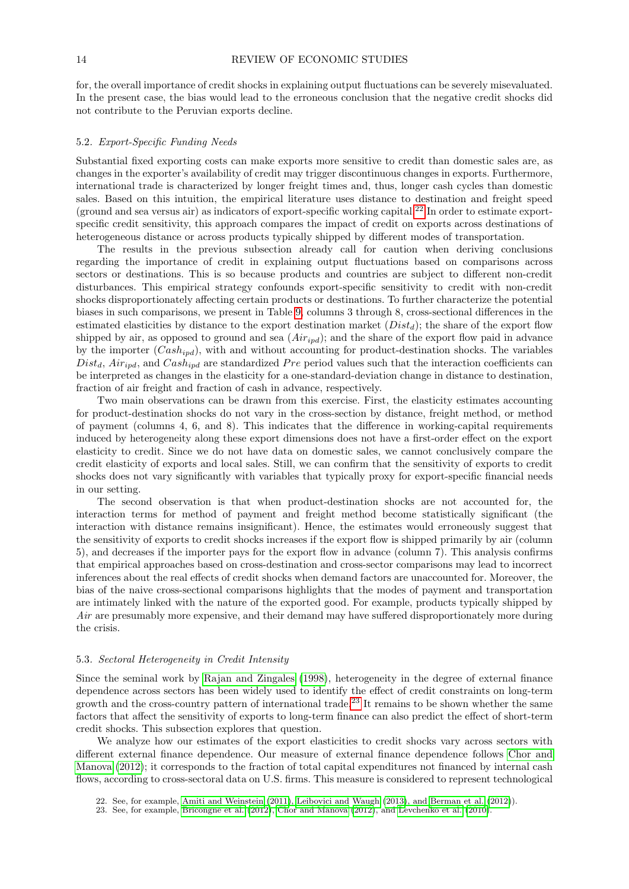for, the overall importance of credit shocks in explaining output fluctuations can be severely misevaluated. In the present case, the bias would lead to the erroneous conclusion that the negative credit shocks did not contribute to the Peruvian exports decline.

### 5.2. *Export-Specific Funding Needs*

Substantial fixed exporting costs can make exports more sensitive to credit than domestic sales are, as changes in the exporter's availability of credit may trigger discontinuous changes in exports. Furthermore, international trade is characterized by longer freight times and, thus, longer cash cycles than domestic sales. Based on this intuition, the empirical literature uses distance to destination and freight speed (ground and sea versus air) as indicators of export-specific working capital.[22] In order to estimate export-specific credit sensitivity, this approach compares the impact of credit on exports across destinations of heterogeneous distance or across products typically shipped by different modes of transportation.

The results in the previous subsection already call for caution when deriving conclusions regarding the importance of credit in explaining output fluctuations based on comparisons across sectors or destinations. This is so because products and countries are subject to different non-credit disturbances. This empirical strategy confounds export-specific sensitivity to credit with non-credit shocks disproportionately affecting certain products or destinations. To further characterize the potential biases in such comparisons, we present in Table 9, columns 3 through 8, cross-sectional differences in the estimated elasticities by distance to the export destination market ($Dist_d$); the share of the export flow shipped by air, as opposed to ground and sea ($Air_{ipd}$); and the share of the export flow paid in advance by the importer ($Cash_{ipd}$), with and without accounting for product-destination shocks. The variables $Dist_d$, $Air_{ipd}$, and $Cash_{ipd}$ are standardized $Pre$ period values such that the interaction coefficients can be interpreted as changes in the elasticity for a one-standard-deviation change in distance to destination, fraction of air freight and fraction of cash in advance, respectively.

Two main observations can be drawn from this exercise. First, the elasticity estimates accounting for product-destination shocks do not vary in the cross-section by distance, freight method, or method of payment (columns 4, 6, and 8). This indicates that the difference in working-capital requirements induced by heterogeneity along these export dimensions does not have a first-order effect on the export elasticity to credit. Since we do not have data on domestic sales, we cannot conclusively compare the credit elasticity of exports and local sales. Still, we can confirm that the sensitivity of exports to credit shocks does not vary significantly with variables that typically proxy for export-specific financial needs in our setting.

The second observation is that when product-destination shocks are not accounted for, the interaction terms for method of payment and freight method become statistically significant (the interaction with distance remains insignificant). Hence, the estimates would erroneously suggest that the sensitivity of exports to credit shocks increases if the export flow is shipped primarily by air (column 5), and decreases if the importer pays for the export flow in advance (column 7). This analysis confirms that empirical approaches based on cross-destination and cross-sector comparisons may lead to incorrect inferences about the real effects of credit shocks when demand factors are unaccounted for. Moreover, the bias of the naive cross-sectional comparisons highlights that the modes of payment and transportation are intimately linked with the nature of the exported good. For example, products typically shipped by *Air* are presumably more expensive, and their demand may have suffered disproportionately more during the crisis.

### 5.3. *Sectoral Heterogeneity in Credit Intensity*

Since the seminal work by Rajan and Zingales (1998), heterogeneity in the degree of external finance dependence across sectors has been widely used to identify the effect of credit constraints on long-term growth and the cross-country pattern of international trade.[23] It remains to be shown whether the same factors that affect the sensitivity of exports to long-term finance can also predict the effect of short-term credit shocks. This subsection explores that question.

We analyze how our estimates of the export elasticities to credit shocks vary across sectors with different external finance dependence. Our measure of external finance dependence follows Chor and Manova (2012); it corresponds to the fraction of total capital expenditures not financed by internal cash flows, according to cross-sectoral data on U.S. firms. This measure is considered to represent technological

22. See, for example, Amiti and Weinstein (2011), Leibovici and Waugh (2013), and Berman et al. (2012)).

23. See, for example, Bricongne et al. (2012), Chor and Manova (2012), and Levchenko et al. (2010).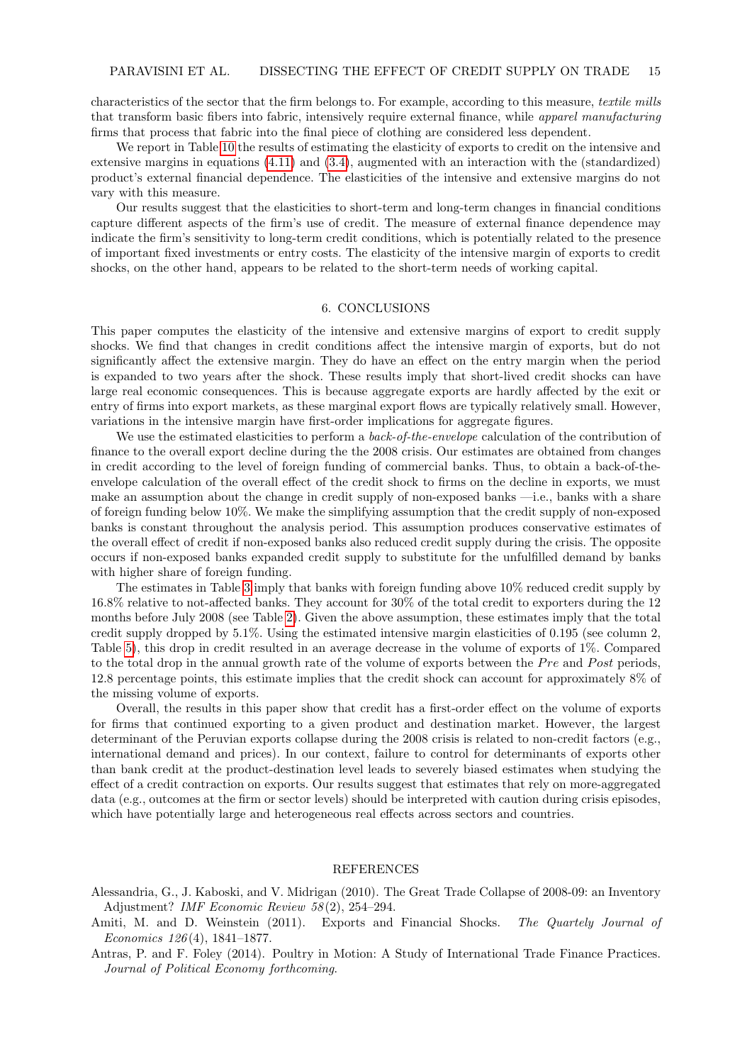characteristics of the sector that the firm belongs to. For example, according to this measure, *textile mills* that transform basic fibers into fabric, intensively require external finance, while *apparel manufacturing* firms that process that fabric into the final piece of clothing are considered less dependent.

We report in Table 10 the results of estimating the elasticity of exports to credit on the intensive and extensive margins in equations (4.11) and (3.4), augmented with an interaction with the (standardized) product's external financial dependence. The elasticities of the intensive and extensive margins do not vary with this measure.

Our results suggest that the elasticities to short-term and long-term changes in financial conditions capture different aspects of the firm's use of credit. The measure of external finance dependence may indicate the firm's sensitivity to long-term credit conditions, which is potentially related to the presence of important fixed investments or entry costs. The elasticity of the intensive margin of exports to credit shocks, on the other hand, appears to be related to the short-term needs of working capital.

## 6. CONCLUSIONS

This paper computes the elasticity of the intensive and extensive margins of export to credit supply shocks. We find that changes in credit conditions affect the intensive margin of exports, but do not significantly affect the extensive margin. They do have an effect on the entry margin when the period is expanded to two years after the shock. These results imply that short-lived credit shocks can have large real economic consequences. This is because aggregate exports are hardly affected by the exit or entry of firms into export markets, as these marginal export flows are typically relatively small. However, variations in the intensive margin have first-order implications for aggregate figures.

We use the estimated elasticities to perform a *back-of-the-envelope* calculation of the contribution of finance to the overall export decline during the the 2008 crisis. Our estimates are obtained from changes in credit according to the level of foreign funding of commercial banks. Thus, to obtain a back-of-the-envelope calculation of the overall effect of the credit shock to firms on the decline in exports, we must make an assumption about the change in credit supply of non-exposed banks —i.e., banks with a share of foreign funding below 10%. We make the simplifying assumption that the credit supply of non-exposed banks is constant throughout the analysis period. This assumption produces conservative estimates of the overall effect of credit if non-exposed banks also reduced credit supply during the crisis. The opposite occurs if non-exposed banks expanded credit supply to substitute for the unfulfilled demand by banks with higher share of foreign funding.

The estimates in Table 3 imply that banks with foreign funding above 10% reduced credit supply by 16.8% relative to not-affected banks. They account for 30% of the total credit to exporters during the 12 months before July 2008 (see Table 2). Given the above assumption, these estimates imply that the total credit supply dropped by 5.1%. Using the estimated intensive margin elasticities of 0.195 (see column 2, Table 5), this drop in credit resulted in an average decrease in the volume of exports of 1%. Compared to the total drop in the annual growth rate of the volume of exports between the $Pre$ and $Post$ periods, 12.8 percentage points, this estimate implies that the credit shock can account for approximately 8% of the missing volume of exports.

Overall, the results in this paper show that credit has a first-order effect on the volume of exports for firms that continued exporting to a given product and destination market. However, the largest determinant of the Peruvian exports collapse during the 2008 crisis is related to non-credit factors (e.g., international demand and prices). In our context, failure to control for determinants of exports other than bank credit at the product-destination level leads to severely biased estimates when studying the effect of a credit contraction on exports. Our results suggest that estimates that rely on more-aggregated data (e.g., outcomes at the firm or sector levels) should be interpreted with caution during crisis episodes, which have potentially large and heterogeneous real effects across sectors and countries.

## REFERENCES

Alessandria, G., J. Kaboski, and V. Midrigan (2010). The Great Trade Collapse of 2008-09: an Inventory Adjustment? *IMF Economic Review 58*(2), 254–294.

Amiti, M. and D. Weinstein (2011). Exports and Financial Shocks. *The Quartely Journal of Economics 126*(4), 1841–1877.

Antras, P. and F. Foley (2014). Poultry in Motion: A Study of International Trade Finance Practices. *Journal of Political Economy forthcoming*.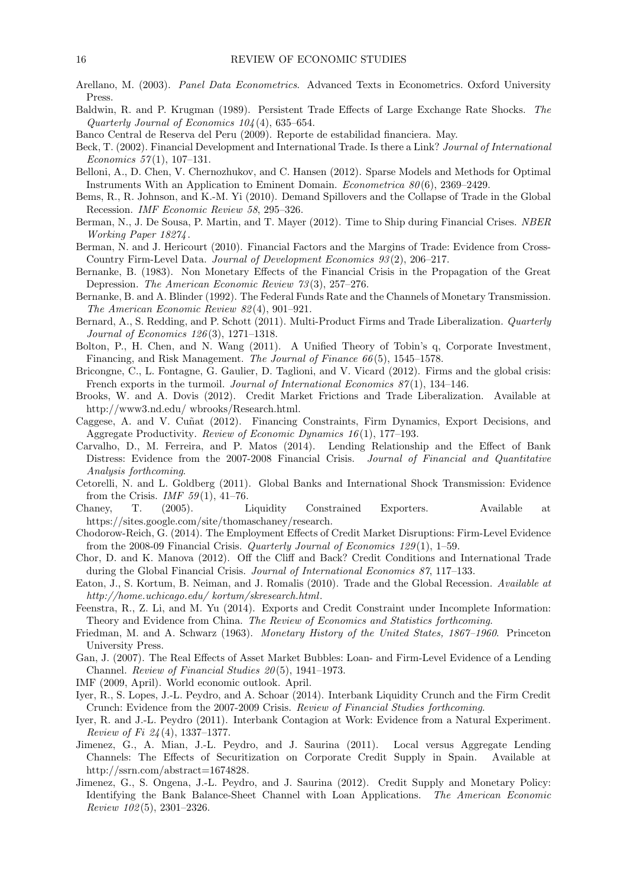Arellano, M. (2003). *Panel Data Econometrics*. Advanced Texts in Econometrics. Oxford University Press.

Baldwin, R. and P. Krugman (1989). Persistent Trade Effects of Large Exchange Rate Shocks. *The Quarterly Journal of Economics 104*(4), 635–654.

Banco Central de Reserva del Peru (2009). Reporte de estabilidad financiera. May.

Beck, T. (2002). Financial Development and International Trade. Is there a Link? *Journal of International Economics 57*(1), 107–131.

Belloni, A., D. Chen, V. Chernozhukov, and C. Hansen (2012). Sparse Models and Methods for Optimal Instruments With an Application to Eminent Domain. *Econometrica 80*(6), 2369–2429.

Bems, R., R. Johnson, and K.-M. Yi (2010). Demand Spillovers and the Collapse of Trade in the Global Recession. *IMF Economic Review 58*, 295–326.

Berman, N., J. De Sousa, P. Martin, and T. Mayer (2012). Time to Ship during Financial Crises. *NBER Working Paper 18274*.

Berman, N. and J. Hericourt (2010). Financial Factors and the Margins of Trade: Evidence from Cross-Country Firm-Level Data. *Journal of Development Economics 93*(2), 206–217.

Bernanke, B. (1983). Non Monetary Effects of the Financial Crisis in the Propagation of the Great Depression. *The American Economic Review 73*(3), 257–276.

Bernanke, B. and A. Blinder (1992). The Federal Funds Rate and the Channels of Monetary Transmission. *The American Economic Review 82*(4), 901–921.

Bernard, A., S. Redding, and P. Schott (2011). Multi-Product Firms and Trade Liberalization. *Quarterly Journal of Economics 126*(3), 1271–1318.

Bolton, P., H. Chen, and N. Wang (2011). A Unified Theory of Tobin's q, Corporate Investment, Financing, and Risk Management. *The Journal of Finance 66*(5), 1545–1578.

Bricongne, C., L. Fontagne, G. Gaulier, D. Taglioni, and V. Vicard (2012). Firms and the global crisis: French exports in the turmoil. *Journal of International Economics 87*(1), 134–146.

Brooks, W. and A. Dovis (2012). Credit Market Frictions and Trade Liberalization. Available at http://www3.nd.edu/ wbrooks/Research.html.

Caggese, A. and V. Cuñat (2012). Financing Constraints, Firm Dynamics, Export Decisions, and Aggregate Productivity. *Review of Economic Dynamics 16*(1), 177–193.

Carvalho, D., M. Ferreira, and P. Matos (2014). Lending Relationship and the Effect of Bank Distress: Evidence from the 2007-2008 Financial Crisis. *Journal of Financial and Quantitative Analysis forthcoming*.

Cetorelli, N. and L. Goldberg (2011). Global Banks and International Shock Transmission: Evidence from the Crisis. *IMF 59*(1), 41–76.

Chaney, T. (2005). Liquidity Constrained Exporters. Available at https://sites.google.com/site/thomaschaney/research.

Chodorow-Reich, G. (2014). The Employment Effects of Credit Market Disruptions: Firm-Level Evidence from the 2008-09 Financial Crisis. *Quarterly Journal of Economics 129*(1), 1–59.

Chor, D. and K. Manova (2012). Off the Cliff and Back? Credit Conditions and International Trade during the Global Financial Crisis. *Journal of International Economics 87*, 117–133.

Eaton, J., S. Kortum, B. Neiman, and J. Romalis (2010). Trade and the Global Recession. *Available at http://home.uchicago.edu/ kortum/skresearch.html*.

Feenstra, R., Z. Li, and M. Yu (2014). Exports and Credit Constraint under Incomplete Information: Theory and Evidence from China. *The Review of Economics and Statistics forthcoming*.

Friedman, M. and A. Schwarz (1963). *Monetary History of the United States, 1867–1960*. Princeton University Press.

Gan, J. (2007). The Real Effects of Asset Market Bubbles: Loan- and Firm-Level Evidence of a Lending Channel. *Review of Financial Studies 20*(5), 1941–1973.

IMF (2009, April). World economic outlook. April.

Iyer, R., S. Lopes, J.-L. Peydro, and A. Schoar (2014). Interbank Liquidity Crunch and the Firm Credit Crunch: Evidence from the 2007-2009 Crisis. *Review of Financial Studies forthcoming*.

Iyer, R. and J.-L. Peydro (2011). Interbank Contagion at Work: Evidence from a Natural Experiment. *Review of Fi 24*(4), 1337–1377.

Jimenez, G., A. Mian, J.-L. Peydro, and J. Saurina (2011). Local versus Aggregate Lending Channels: The Effects of Securitization on Corporate Credit Supply in Spain. Available at http://ssrn.com/abstract=1674828.

Jimenez, G., S. Ongena, J.-L. Peydro, and J. Saurina (2012). Credit Supply and Monetary Policy: Identifying the Bank Balance-Sheet Channel with Loan Applications. *The American Economic Review 102*(5), 2301–2326.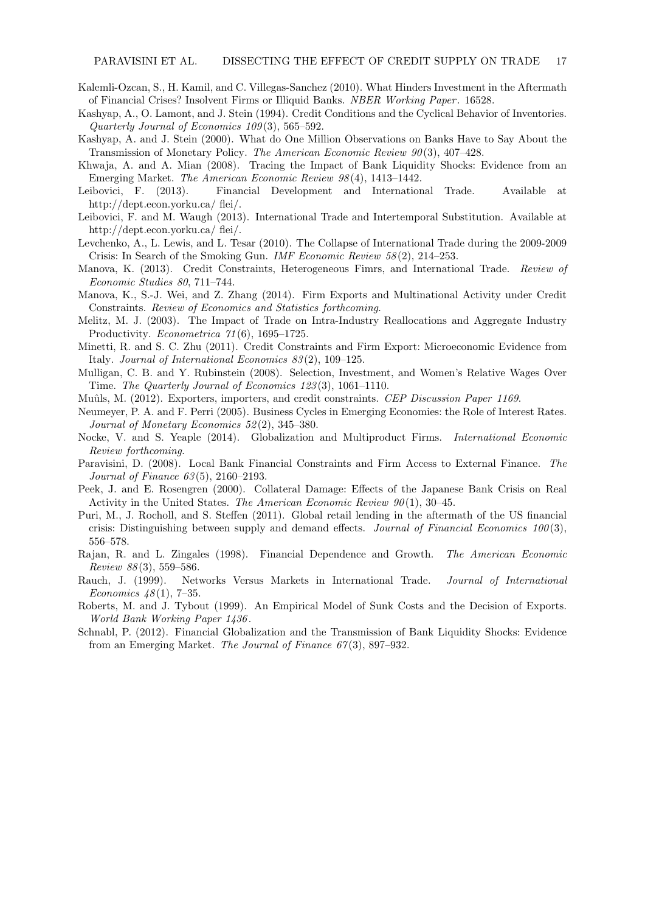Kalemli-Ozcan, S., H. Kamil, and C. Villegas-Sanchez (2010). What Hinders Investment in the Aftermath of Financial Crises? Insolvent Firms or Illiquid Banks. *NBER Working Paper*. 16528.

Kashyap, A., O. Lamont, and J. Stein (1994). Credit Conditions and the Cyclical Behavior of Inventories. *Quarterly Journal of Economics 109*(3), 565–592.

Kashyap, A. and J. Stein (2000). What do One Million Observations on Banks Have to Say About the Transmission of Monetary Policy. *The American Economic Review 90*(3), 407–428.

Khwaja, A. and A. Mian (2008). Tracing the Impact of Bank Liquidity Shocks: Evidence from an Emerging Market. *The American Economic Review 98*(4), 1413–1442.

Leibovici, F. (2013). Financial Development and International Trade. Available at http://dept.econ.yorku.ca/ flei/.

Leibovici, F. and M. Waugh (2013). International Trade and Intertemporal Substitution. Available at http://dept.econ.yorku.ca/ flei/.

Levchenko, A., L. Lewis, and L. Tesar (2010). The Collapse of International Trade during the 2009-2009 Crisis: In Search of the Smoking Gun. *IMF Economic Review 58*(2), 214–253.

Manova, K. (2013). Credit Constraints, Heterogeneous Fimrs, and International Trade. *Review of Economic Studies 80*, 711–744.

Manova, K., S.-J. Wei, and Z. Zhang (2014). Firm Exports and Multinational Activity under Credit Constraints. *Review of Economics and Statistics forthcoming*.

Melitz, M. J. (2003). The Impact of Trade on Intra-Industry Reallocations and Aggregate Industry Productivity. *Econometrica 71*(6), 1695–1725.

Minetti, R. and S. C. Zhu (2011). Credit Constraints and Firm Export: Microeconomic Evidence from Italy. *Journal of International Economics 83*(2), 109–125.

Mulligan, C. B. and Y. Rubinstein (2008). Selection, Investment, and Women's Relative Wages Over Time. *The Quarterly Journal of Economics 123*(3), 1061–1110.

Muûls, M. (2012). Exporters, importers, and credit constraints. *CEP Discussion Paper 1169*.

Neumeyer, P. A. and F. Perri (2005). Business Cycles in Emerging Economies: the Role of Interest Rates. *Journal of Monetary Economics 52*(2), 345–380.

Nocke, V. and S. Yeaple (2014). Globalization and Multiproduct Firms. *International Economic Review forthcoming*.

Paravisini, D. (2008). Local Bank Financial Constraints and Firm Access to External Finance. *The Journal of Finance 63*(5), 2160–2193.

Peek, J. and E. Rosengren (2000). Collateral Damage: Effects of the Japanese Bank Crisis on Real Activity in the United States. *The American Economic Review 90*(1), 30–45.

Puri, M., J. Rocholl, and S. Steffen (2011). Global retail lending in the aftermath of the US financial crisis: Distinguishing between supply and demand effects. *Journal of Financial Economics 100*(3), 556–578.

Rajan, R. and L. Zingales (1998). Financial Dependence and Growth. *The American Economic Review 88*(3), 559–586.

Rauch, J. (1999). Networks Versus Markets in International Trade. *Journal of International Economics 48*(1), 7–35.

Roberts, M. and J. Tybout (1999). An Empirical Model of Sunk Costs and the Decision of Exports. *World Bank Working Paper 1436*.

Schnabl, P. (2012). Financial Globalization and the Transmission of Bank Liquidity Shocks: Evidence from an Emerging Market. *The Journal of Finance 67*(3), 897–932.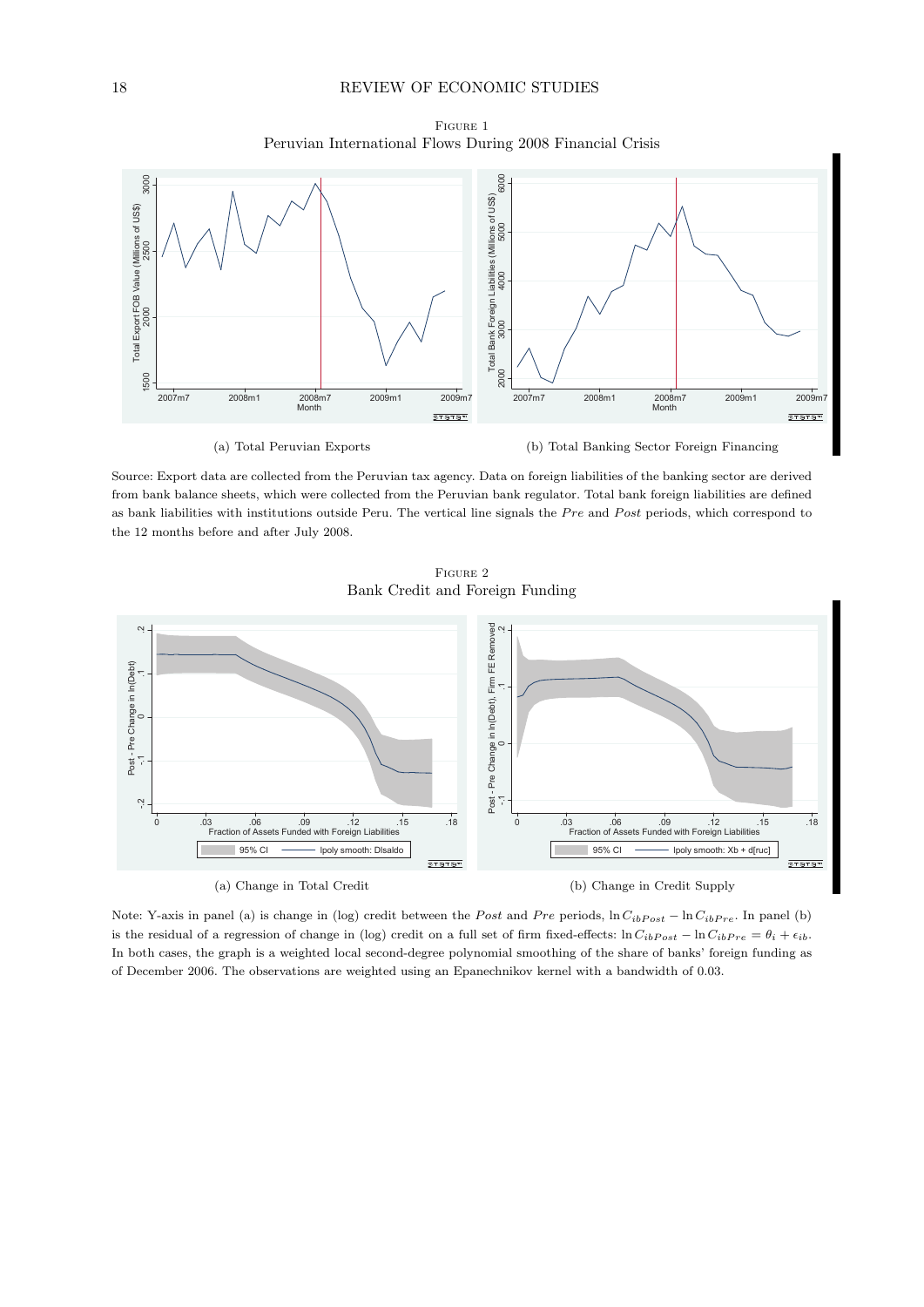FIGURE 1

Peruvian International Flows During 2008 Financial Crisis

(a) Total Peruvian Exports

(b) Total Banking Sector Foreign Financing

Source: Export data are collected from the Peruvian tax agency. Data on foreign liabilities of the banking sector are derived from bank balance sheets, which were collected from the Peruvian bank regulator. Total bank foreign liabilities are defined as bank liabilities with institutions outside Peru. The vertical line signals the *Pre* and *Post* periods, which correspond to the 12 months before and after July 2008.

FIGURE 2

Bank Credit and Foreign Funding

(a) Change in Total Credit

(b) Change in Credit Supply

Note: Y-axis in panel (a) is change in (log) credit between the *Post* and *Pre* periods, $\ln C_{ibPost} - \ln C_{ibPre}$. In panel (b) is the residual of a regression of change in (log) credit on a full set of firm fixed-effects: $\ln C_{ibPost} - \ln C_{ibPre} = \theta_i + \epsilon_{ib}$. In both cases, the graph is a weighted local second-degree polynomial smoothing of the share of banks' foreign funding as of December 2006. The observations are weighted using an Epanechnikov kernel with a bandwidth of 0.03.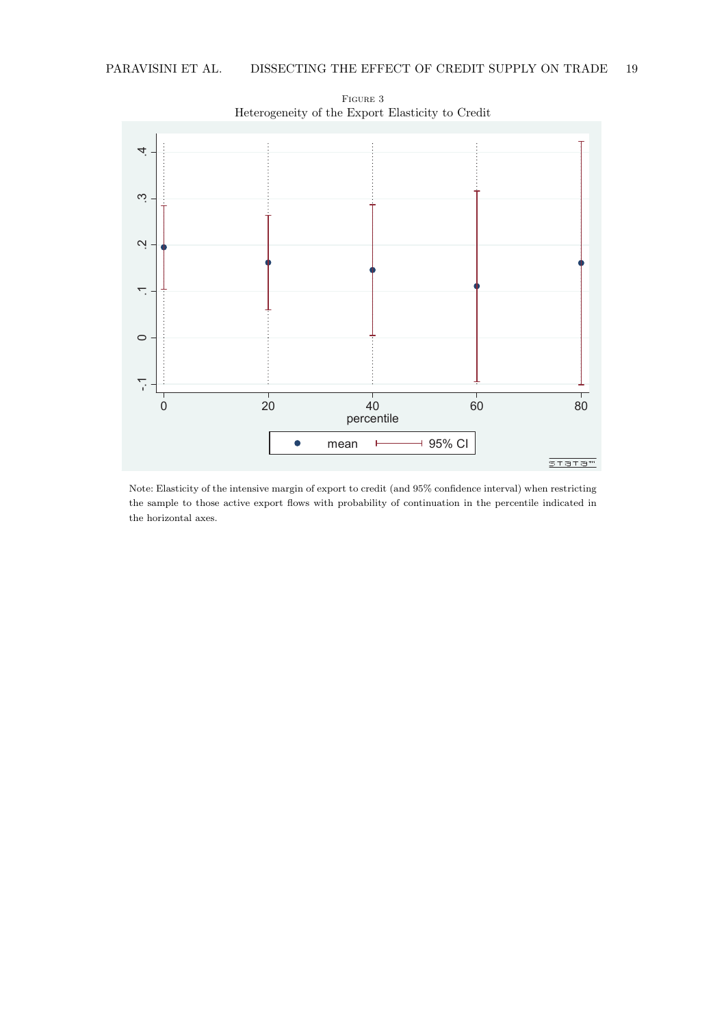Figure 3
Heterogeneity of the Export Elasticity to Credit

Note: Elasticity of the intensive margin of export to credit (and 95% confidence interval) when restricting the sample to those active export flows with probability of continuation in the percentile indicated in the horizontal axes.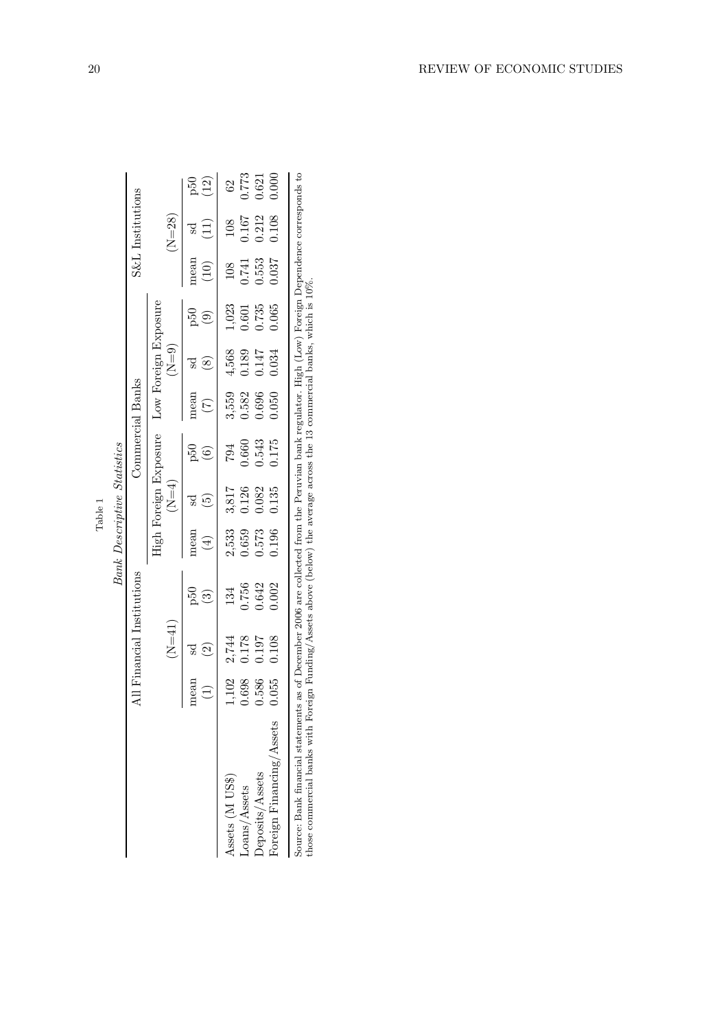Table 1

*Bank Descriptive Statistics*

| | All Financial Institutions | | | Commercial Banks | | | | | | S&L Institutions | | |
|---|---|---|---|---|---|---|---|---|---|---|---|---|
| | | | | High Foreign Exposure | | | Low Foreign Exposure | | | | | |
| | (N=41) | | | (N=4) | | | (N=9) | | | (N=28) | | |
| | mean | sd | p50 | mean | sd | p50 | mean | sd | p50 | mean | sd | p50 |
| | (1) | (2) | (3) | (4) | (5) | (6) | (7) | (8) | (9) | (10) | (11) | (12) |
| Assets (M US$) | 1,102 | 2,744 | 134 | 2,533 | 3,817 | 794 | 3,559 | 4,568 | 1,023 | 108 | 108 | 62 |
| Loans/Assets | 0.698 | 0.178 | 0.756 | 0.659 | 0.126 | 0.660 | 0.582 | 0.189 | 0.601 | 0.741 | 0.167 | 0.773 |
| Deposits/Assets | 0.586 | 0.197 | 0.642 | 0.573 | 0.082 | 0.543 | 0.696 | 0.147 | 0.735 | 0.553 | 0.212 | 0.621 |
| Foreign Financing/Assets | 0.055 | 0.108 | 0.002 | 0.196 | 0.135 | 0.175 | 0.050 | 0.034 | 0.065 | 0.037 | 0.108 | 0.000 |

Source: Bank financial statements as of December 2006 are collected from the Peruvian bank regulator. High (Low) Foreign Dependence corresponds to those commercial banks with Foreign Funding/Assets above (below) the average across the 13 commercial banks, which is 10%.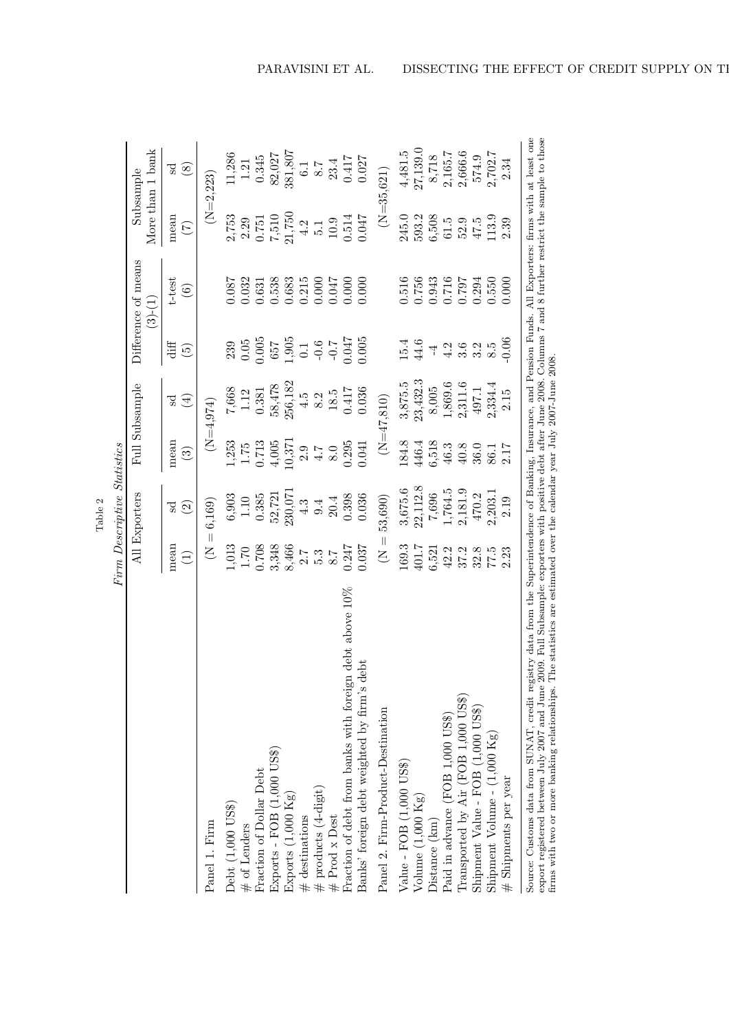Table 2

*Firm Descriptive Statistics*

| | All Exporters | | Full Subsample | | Difference of means (3)-(1) | | Subsample More than 1 bank | |
|---|---|---|---|---|---|---|---|---|
| | mean | sd | mean | sd | diff | t-test | mean | sd |
| | (1) | (2) | (3) | (4) | (5) | (6) | (7) | (8) |
| Panel 1. Firm | (N = 6,169) | | (N=4,974) | | | | (N=2,223) | |
| Debt (1,000 US$) | 1,013 | 6,903 | 1,253 | 7,668 | 239 | 0.087 | 2,753 | 11,286 |
| # of Lenders | 1.70 | 1.10 | 1.75 | 1.12 | 0.05 | 0.032 | 2.29 | 1.21 |
| Fraction of Dollar Debt | 0.708 | 0.385 | 0.713 | 0.381 | 0.005 | 0.631 | 0.751 | 0.345 |
| Exports - FOB (1,000 US$) | 3,348 | 52,721 | 4,005 | 58,478 | 657 | 0.538 | 7,510 | 82,027 |
| Exports (1,000 Kg) | 8,466 | 230,071 | 10,371 | 256,182 | 1,905 | 0.683 | 21,750 | 381,807 |
| # destinations | 2.7 | 4.3 | 2.9 | 4.5 | 0.1 | 0.215 | 4.2 | 6.1 |
| # products (4-digit) | 5.3 | 9.4 | 4.7 | 8.2 | -0.6 | 0.000 | 5.1 | 8.7 |
| # Prod x Dest | 8.7 | 20.4 | 8.0 | 18.5 | -0.7 | 0.047 | 10.9 | 23.4 |
| Fraction of debt from banks with foreign debt above 10% | 0.247 | 0.398 | 0.295 | 0.417 | 0.047 | 0.000 | 0.514 | 0.417 |
| Banks' foreign debt weighted by firm's debt | 0.037 | 0.036 | 0.041 | 0.036 | 0.005 | 0.000 | 0.047 | 0.027 |
| Panel 2. Firm-Product-Destination | (N = 53,690) | | (N=47,810) | | | | (N=35,621) | |
| Value - FOB (1,000 US$) | 169.3 | 3,675.6 | 184.8 | 3,875.5 | 15.4 | 0.516 | 245.0 | 4,481.5 |
| Volume (1,000 Kg) | 401.7 | 22,112.8 | 446.4 | 23,432.3 | 44.6 | 0.756 | 593.2 | 27,139.0 |
| Distance (km) | 6,521 | 7,696 | 6,518 | 8,005 | -4 | 0.943 | 6,508 | 8,718 |
| Paid in advance (FOB 1,000 US$) | 42.2 | 1,764.5 | 46.3 | 1,869.6 | 4.2 | 0.716 | 61.5 | 2,165.7 |
| Transported by Air (FOB 1,000 US$) | 37.2 | 2,181.9 | 40.8 | 2,311.6 | 3.6 | 0.797 | 52.9 | 2,666.6 |
| Shipment Value - FOB (1,000 US$) | 32.8 | 470.2 | 36.0 | 497.1 | 3.2 | 0.294 | 47.5 | 574.9 |
| Shipment Volume - (1,000 Kg) | 77.5 | 2,203.1 | 86.1 | 2,334.4 | 8.5 | 0.550 | 113.9 | 2,702.7 |
| # Shipments per year | 2.23 | 2.19 | 2.17 | 2.15 | -0.06 | 0.000 | 2.39 | 2.34 |

Source: Customs data from SUNAT, credit registry data from the Superintendence of Banking, Insurance, and Pension Funds. All Exporters: firms with at least one export registered between July 2007 and June 2009. Full Subsample: exporters with positive debt after June 2008. Columns 7 and 8 further restrict the sample to those firms with two or more banking relationships. The statistics are estimated over the calendar year July 2007-June 2008.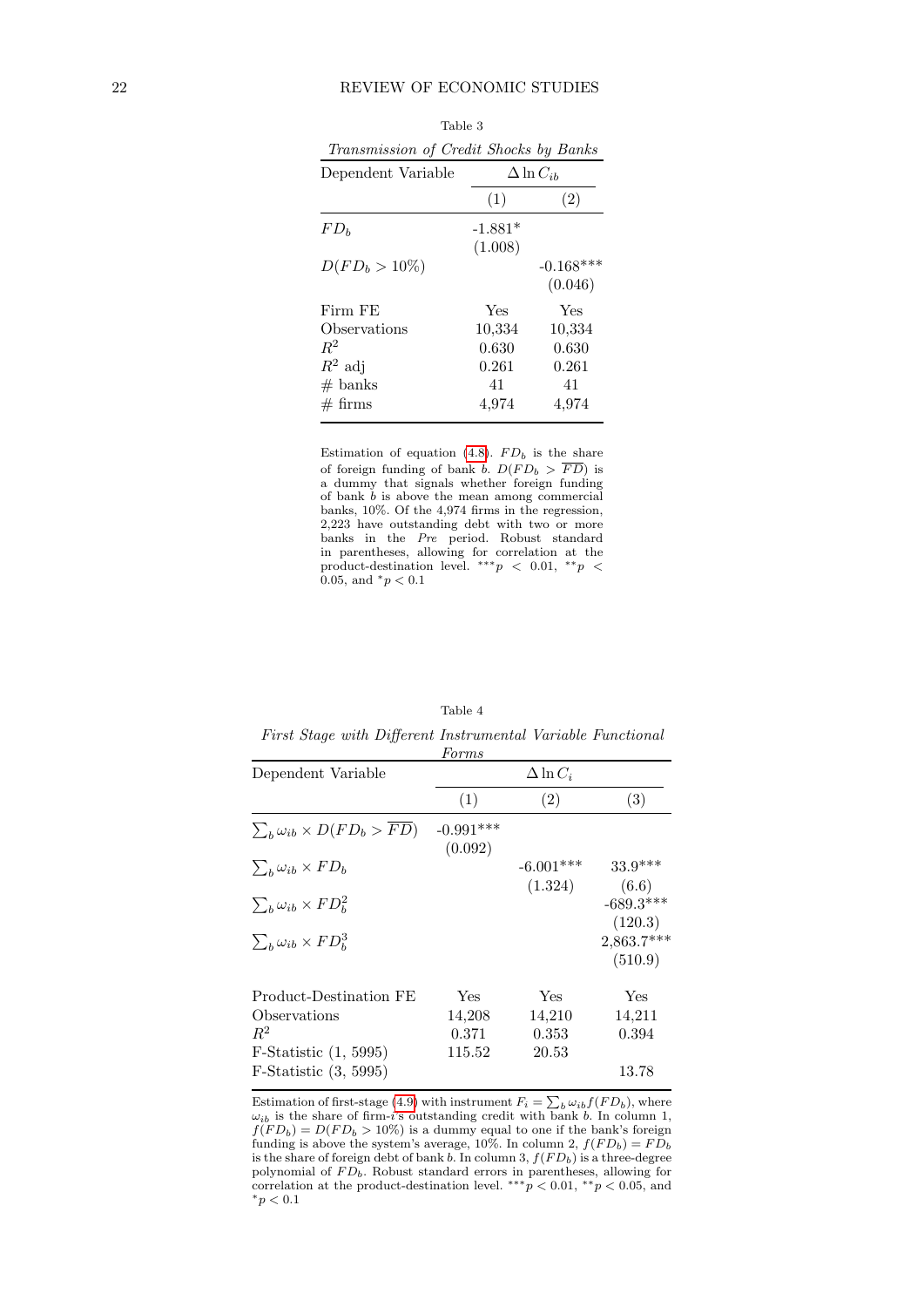Table 3

*Transmission of Credit Shocks by Banks*

| Dependent Variable | $\Delta \ln C_{ib}$ | |
|---|---|---|
| | (1) | (2) |
| $FD_b$ | -1.881* | |
| | (1.008) | |
| $D(FD_b > 10\%)$ | | -0.168*** |
| | | (0.046) |
| Firm FE | Yes | Yes |
| Observations | 10,334 | 10,334 |
| $R^2$ | 0.630 | 0.630 |
| $R^2$ adj | 0.261 | 0.261 |
| # banks | 41 | 41 |
| # firms | 4,974 | 4,974 |

Estimation of equation (4.8). $FD_b$ is the share of foreign funding of bank $b$. $D(FD_b > \overline{FD})$ is a dummy that signals whether foreign funding of bank $b$ is above the mean among commercial banks, 10%. Of the 4,974 firms in the regression, 2,223 have outstanding debt with two or more banks in the *Pre* period. Robust standard errors in parentheses, allowing for correlation at the product-destination level. $^{***}p < 0.01$, $^{**}p < 0.05$, and $^{*}p < 0.1$

Table 4

*First Stage with Different Instrumental Variable Functional Forms*

| Dependent Variable | $\Delta \ln C_i$ | | |
|---|---|---|---|
| | (1) | (2) | (3) |
| $\sum_b \omega_{ib} \times D(FD_b > \overline{FD})$ | -0.991*** | | |
| | (0.092) | | |
| $\sum_b \omega_{ib} \times FD_b$ | | -6.001*** | 33.9*** |
| | | (1.324) | (6.6) |
| $\sum_b \omega_{ib} \times FD_b^2$ | | | -689.3*** |
| | | | (120.3) |
| $\sum_b \omega_{ib} \times FD_b^3$ | | | 2,863.7*** |
| | | | (510.9) |
| Product-Destination FE | Yes | Yes | Yes |
| Observations | 14,208 | 14,210 | 14,211 |
| $R^2$ | 0.371 | 0.353 | 0.394 |
| F-Statistic (1, 5995) | 115.52 | 20.53 | |
| F-Statistic (3, 5995) | | | 13.78 |

Estimation of first-stage (4.9) with instrument $F_i = \sum_b \omega_{ib} f(FD_b)$, where $\omega_{ib}$ is the share of firm-$i$'s outstanding credit with bank $b$. In column 1, $f(FD_b) = D(FD_b > 10\%)$ is a dummy equal to one if the bank's foreign funding is above the system's average, 10%. In column 2, $f(FD_b) = FD_b$ is the share of foreign debt of bank $b$. In column 3, $f(FD_b)$ is a three-degree polynomial of $FD_b$. Robust standard errors in parentheses, allowing for correlation at the product-destination level. $^{***}p < 0.01$, $^{**}p < 0.05$, and $^{*}p < 0.1$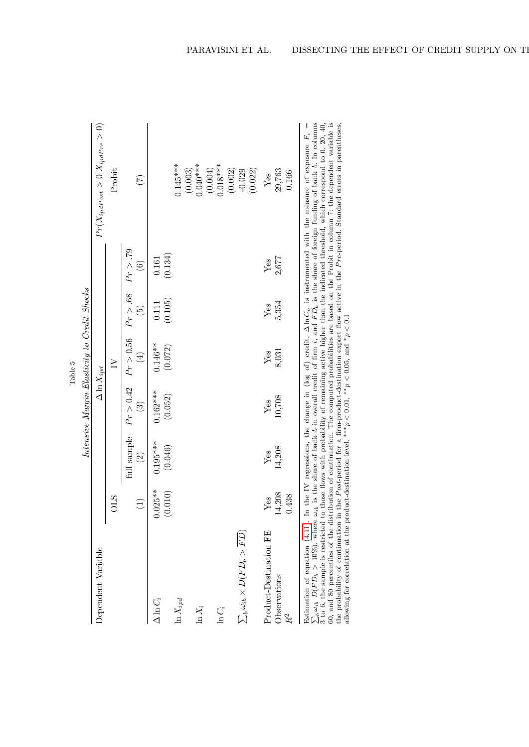Table 5

*Intensive Margin Elasticity to Credit Shocks*

| Dependent Variable | $\Delta \ln X_{ipd}$ | | | | | | $Pr(X_{ipdPost} > 0 \mid X_{ipdPre} > 0)$ |
|---|---|---|---|---|---|---|---|
| | OLS | IV | | | | | Probit |
| | | full sample | $Pr > 0.42$ | $Pr > 0.56$ | $Pr > .68$ | $Pr > .79$ | |
| | (1) | (2) | (3) | (4) | (5) | (6) | (7) |
| $\Delta \ln C_i$ | 0.025** | 0.195*** | 0.162*** | 0.146** | 0.111 | 0.161 | |
| | (0.010) | (0.046) | (0.052) | (0.072) | (0.105) | (0.134) | |
| $\ln X_{ipd}$ | | | | | | | 0.145*** |
| | | | | | | | (0.003) |
| $\ln X_i$ | | | | | | | 0.040*** |
| | | | | | | | (0.004) |
| $\ln C_i$ | | | | | | | 0.018*** |
| | | | | | | | (0.002) |
| $\sum_b \omega_{ib} \times D(FD_b > \overline{FD})$ | | | | | | | -0.029 |
| | | | | | | | (0.022) |
| Product-Destination FE | Yes | Yes | Yes | Yes | Yes | Yes | Yes |
| Observations | 14,208 | 14,208 | 10,708 | 8,031 | 5,354 | 2,677 | 29,763 |
| $R^2$ | 0.438 | | | | | | 0.166 |

Estimation of equation (4.11). In the IV regressions, the change in (log of) credit, $\Delta \ln C_i$, is instrumented with the measure of exposure $F_i = \sum_b \omega_{ib} \; D(FD_b > 10\%)$, where $\omega_{ib}$ is the share of bank $b$ in overall credit of firm $i$, and $FD_b$ is the share of foreign funding of bank $b$. In columns 3 to 6, the sample is restricted to those flows with probability of remaining active higher than the indicated threshold, which correspond to 0, 20, 40, 60, and 80 percentiles of the distribution of continuation. The computed probabilities are based on the Probit in column 7: the dependent variable is the probability of continuation in the *Post*-period for a firm-product-destination export flow active in the *Pre*-period. Standard errors in parentheses, allowing for correlation at the product-destination level. ***$p < 0.01$, **$p < 0.05$, and *$p < 0.1$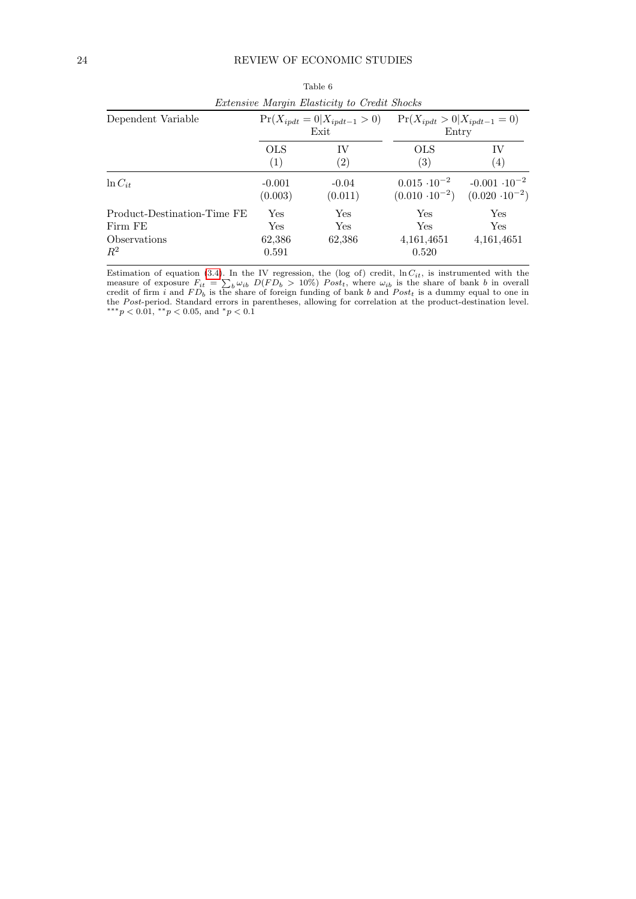Table 6

*Extensive Margin Elasticity to Credit Shocks*

| Dependent Variable | $\Pr(X_{ipdt} = 0 \mid X_{ipdt-1} > 0)$ Exit | | $\Pr(X_{ipdt} > 0 \mid X_{ipdt-1} = 0)$ Entry | |
|---|---|---|---|---|
| | OLS (1) | IV (2) | OLS (3) | IV (4) |
| $\ln C_{it}$ | -0.001 | -0.04 | $0.015 \cdot 10^{-2}$ | $-0.001 \cdot 10^{-2}$ |
| | (0.003) | (0.011) | $(0.010 \cdot 10^{-2})$ | $(0.020 \cdot 10^{-2})$ |
| Product-Destination-Time FE | Yes | Yes | Yes | Yes |
| Firm FE | Yes | Yes | Yes | Yes |
| Observations | 62,386 | 62,386 | 4,161,4651 | 4,161,4651 |
| $R^2$ | 0.591 | | 0.520 | |

Estimation of equation (3.4). In the IV regression, the (log of) credit, $\ln C_{it}$, is instrumented with the measure of exposure $F_{it} = \sum_b \omega_{ib} \ D(FD_b > 10\%) \ Post_t$, where $\omega_{ib}$ is the share of bank $b$ in overall credit of firm $i$ and $FD_b$ is the share of foreign funding of bank $b$ and $Post_t$ is a dummy equal to one in the *Post*-period. Standard errors in parentheses, allowing for correlation at the product-destination level. $^{***}p < 0.01$, $^{**}p < 0.05$, and $^{*}p < 0.1$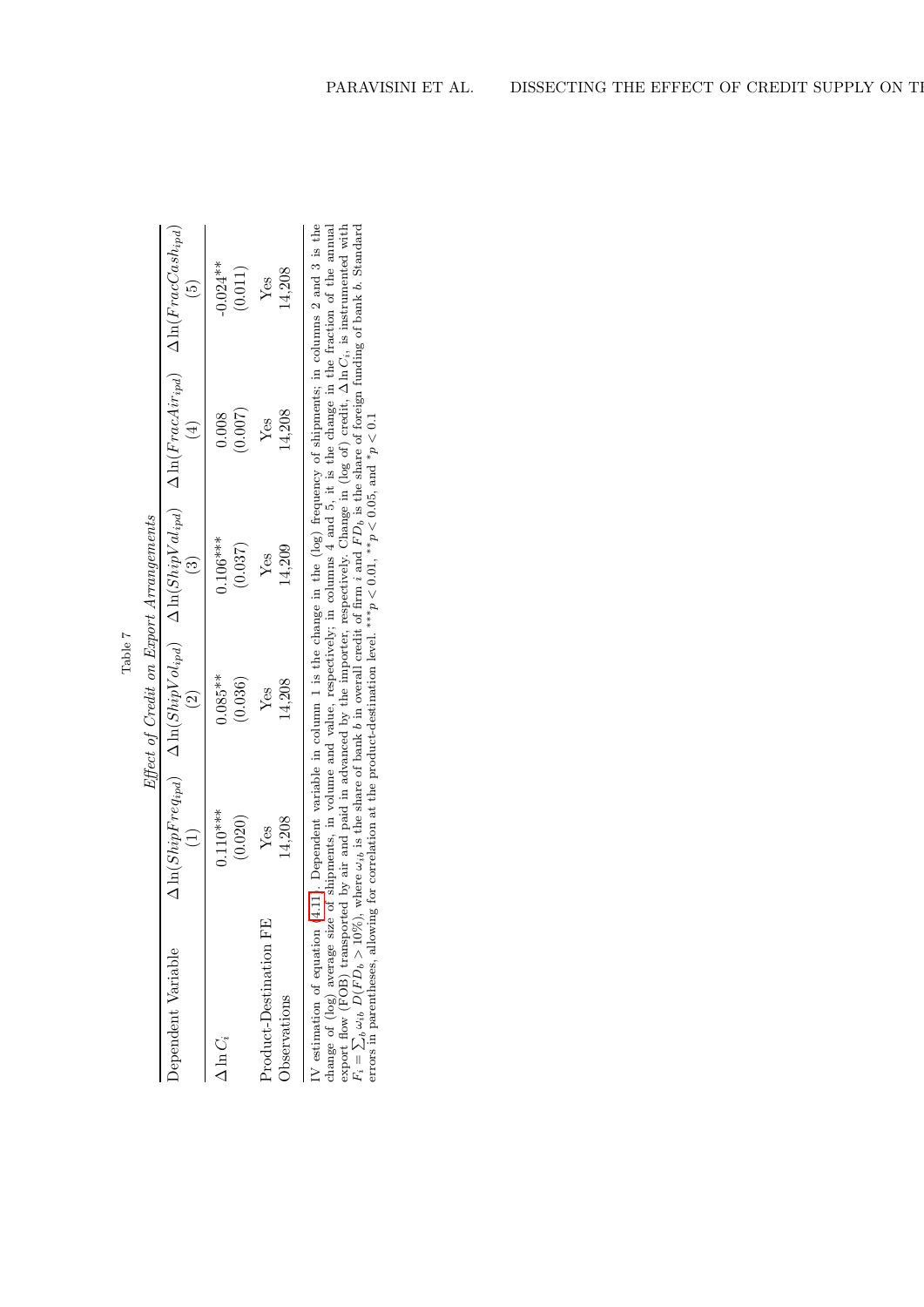Table 7

*Effect of Credit on Export Arrangements*

| Dependent Variable | $\Delta \ln(ShipFreq_{ipd})$ | $\Delta \ln(ShipVol_{ipd})$ | $\Delta \ln(ShipVal_{ipd})$ | $\Delta \ln(FracAir_{ipd})$ | $\Delta \ln(FracCash_{ipd})$ |
|---|---|---|---|---|---|
| | (1) | (2) | (3) | (4) | (5) |
| $\Delta \ln C_i$ | 0.110*** | 0.085** | 0.106*** | 0.008 | -0.024** |
| | (0.020) | (0.036) | (0.037) | (0.007) | (0.011) |
| Product-Destination FE | Yes | Yes | Yes | Yes | Yes |
| Observations | 14,208 | 14,208 | 14,209 | 14,208 | 14,208 |

IV estimation of equation (4.11). Dependent variable in column 1 is the change in the (log) frequency of shipments; in columns 2 and 3 is the change of (log) average size of shipments, in volume and value, respectively; in columns 4 and 5, it is the change in the fraction of the annual export flow (FOB) transported by air and paid in advanced by the importer, respectively. Change in (log of) credit, $\Delta \ln C_i$, is instrumented with $F_i = \sum_b \omega_{ib} D(FD_b > 10\%)$, where $\omega_{ib}$ is the share of bank $b$ in overall credit of firm $i$ and $FD_b$ is the share of foreign funding of bank $b$. Standard errors in parentheses, allowing for correlation at the product-destination level. $^{***}p < 0.01$, $^{**}p < 0.05$, and $^{*}p < 0.1$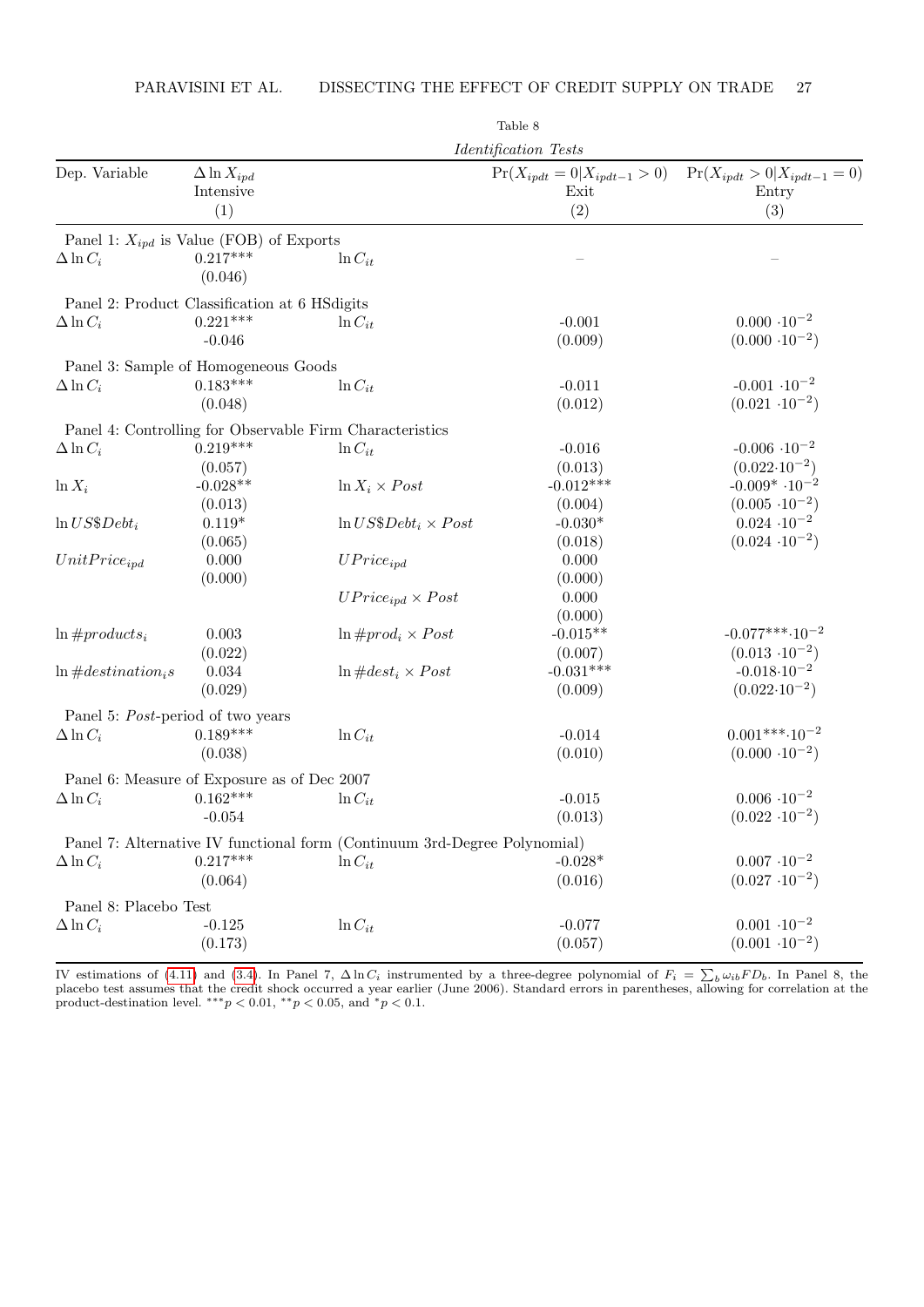Table 8

*Identification Tests*

| Dep. Variable | $\Delta \ln X_{ipd}$ Intensive (1) | | $\Pr(X_{ipdt} = 0 \| X_{ipdt-1} > 0)$ Exit (2) | $\Pr(X_{ipdt} > 0 \| X_{ipdt-1} = 0)$ Entry (3) |
|---|---|---|---|---|
| Panel 1: $X_{ipd}$ is Value (FOB) of Exports | | | | |
| $\Delta \ln C_i$ | 0.217*** | $\ln C_{it}$ | – | – |
| | (0.046) | | | |
| Panel 2: Product Classification at 6 HSdigits | | | | |
| $\Delta \ln C_i$ | 0.221*** | $\ln C_{it}$ | -0.001 | $0.000 \cdot 10^{-2}$ |
| | -0.046 | | (0.009) | $(0.000 \cdot 10^{-2})$ |
| Panel 3: Sample of Homogeneous Goods | | | | |
| $\Delta \ln C_i$ | 0.183*** | $\ln C_{it}$ | -0.011 | $-0.001 \cdot 10^{-2}$ |
| | (0.048) | | (0.012) | $(0.021 \cdot 10^{-2})$ |
| Panel 4: Controlling for Observable Firm Characteristics | | | | |
| $\Delta \ln C_i$ | 0.219*** | $\ln C_{it}$ | -0.016 | $-0.006 \cdot 10^{-2}$ |
| | (0.057) | | (0.013) | $(0.022 \cdot 10^{-2})$ |
| $\ln X_i$ | -0.028** | $\ln X_i \times Post$ | -0.012*** | $-0.009^{*} \cdot 10^{-2}$ |
| | (0.013) | | (0.004) | $(0.005 \cdot 10^{-2})$ |
| $\ln US\$Debt_i$ | 0.119* | $\ln US\$Debt_i \times Post$ | -0.030* | $0.024 \cdot 10^{-2}$ |
| | (0.065) | | (0.018) | $(0.024 \cdot 10^{-2})$ |
| $UnitPrice_{ipd}$ | 0.000 | $UPrice_{ipd}$ | 0.000 | |
| | (0.000) | | (0.000) | |
| | | $UPrice_{ipd} \times Post$ | 0.000 | |
| | | | (0.000) | |
| $\ln \#products_i$ | 0.003 | $\ln \#prod_i \times Post$ | -0.015** | $-0.077^{***} \cdot 10^{-2}$ |
| | (0.022) | | (0.007) | $(0.013 \cdot 10^{-2})$ |
| $\ln \#destination_i s$ | 0.034 | $\ln \#dest_i \times Post$ | -0.031*** | $-0.018 \cdot 10^{-2}$ |
| | (0.029) | | (0.009) | $(0.022 \cdot 10^{-2})$ |
| Panel 5: *Post*-period of two years | | | | |
| $\Delta \ln C_i$ | 0.189*** | $\ln C_{it}$ | -0.014 | $0.001^{***} \cdot 10^{-2}$ |
| | (0.038) | | (0.010) | $(0.000 \cdot 10^{-2})$ |
| Panel 6: Measure of Exposure as of Dec 2007 | | | | |
| $\Delta \ln C_i$ | 0.162*** | $\ln C_{it}$ | -0.015 | $0.006 \cdot 10^{-2}$ |
| | -0.054 | | (0.013) | $(0.022 \cdot 10^{-2})$ |
| Panel 7: Alternative IV functional form (Continuum 3rd-Degree Polynomial) | | | | |
| $\Delta \ln C_i$ | 0.217*** | $\ln C_{it}$ | -0.028* | $0.007 \cdot 10^{-2}$ |
| | (0.064) | | (0.016) | $(0.027 \cdot 10^{-2})$ |
| Panel 8: Placebo Test | | | | |
| $\Delta \ln C_i$ | -0.125 | $\ln C_{it}$ | -0.077 | $0.001 \cdot 10^{-2}$ |
| | (0.173) | | (0.057) | $(0.001 \cdot 10^{-2})$ |

IV estimations of (4.11) and (3.4). In Panel 7, $\Delta \ln C_i$ instrumented by a three-degree polynomial of $F_i = \sum_b \omega_{ib} FD_b$. In Panel 8, the placebo test assumes that the credit shock occurred a year earlier (June 2006). Standard errors in parentheses, allowing for correlation at the product-destination level. $^{***}p < 0.01$, $^{**}p < 0.05$, and $^{*}p < 0.1$.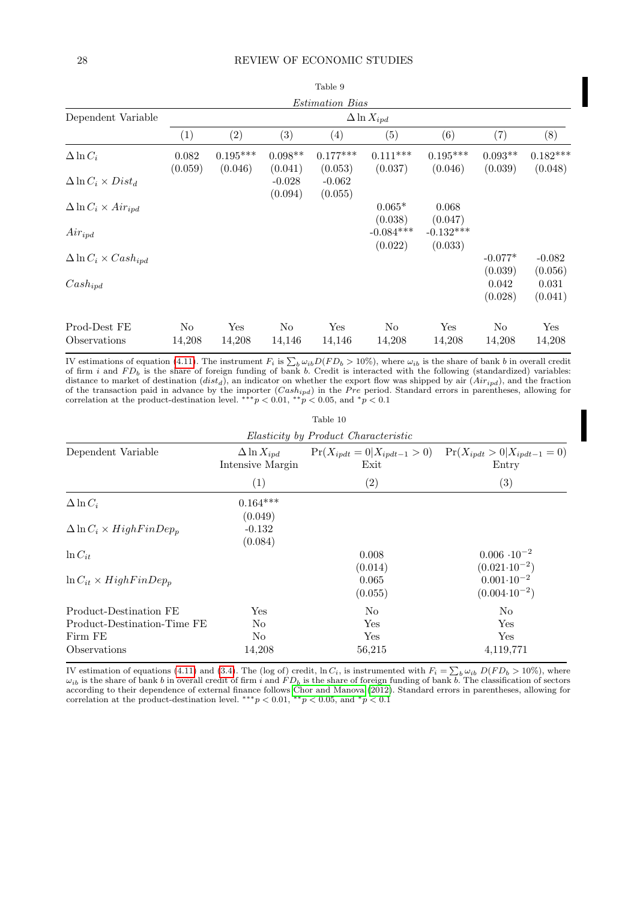Table 9

*Estimation Bias*

| Dependent Variable | $\Delta \ln X_{ipd}$ | | | | | | | |
|---|---|---|---|---|---|---|---|---|
| | (1) | (2) | (3) | (4) | (5) | (6) | (7) | (8) |
| $\Delta \ln C_i$ | 0.082 | 0.195*** | 0.098** | 0.177*** | 0.111*** | 0.195*** | 0.093** | 0.182*** |
| | (0.059) | (0.046) | (0.041) | (0.053) | (0.037) | (0.046) | (0.039) | (0.048) |
| $\Delta \ln C_i \times Dist_d$ | | | -0.028 | -0.062 | | | | |
| | | | (0.094) | (0.055) | | | | |
| $\Delta \ln C_i \times Air_{ipd}$ | | | | | 0.065* | 0.068 | | |
| | | | | | (0.038) | (0.047) | | |
| $Air_{ipd}$ | | | | | -0.084*** | -0.132*** | | |
| | | | | | (0.022) | (0.033) | | |
| $\Delta \ln C_i \times Cash_{ipd}$ | | | | | | | -0.077* | -0.082 |
| | | | | | | | (0.039) | (0.056) |
| $Cash_{ipd}$ | | | | | | | 0.042 | 0.031 |
| | | | | | | | (0.028) | (0.041) |
| Prod-Dest FE | No | Yes | No | Yes | No | Yes | No | Yes |
| Observations | 14,208 | 14,208 | 14,146 | 14,146 | 14,208 | 14,208 | 14,208 | 14,208 |

IV estimations of equation (4.11). The instrument $F_i$ is $\sum_b \omega_{ib} D(FD_b > 10\%)$, where $\omega_{ib}$ is the share of bank $b$ in overall credit of firm $i$ and $FD_b$ is the share of foreign funding of bank $b$. Credit is interacted with the following (standardized) variables: distance to market of destination ($dist_d$), an indicator on whether the export flow was shipped by air ($Air_{ipd}$), and the fraction of the transaction paid in advance by the importer ($Cash_{ipd}$) in the *Pre* period. Standard errors in parentheses, allowing for correlation at the product-destination level. $^{***}p < 0.01$, $^{**}p < 0.05$, and $^{*}p < 0.1$

Table 10

*Elasticity by Product Characteristic*

| Dependent Variable | $\Delta \ln X_{ipd}$ Intensive Margin | $\Pr(X_{ipdt} = 0 \mid X_{ipdt-1} > 0)$ Exit | $\Pr(X_{ipdt} > 0 \mid X_{ipdt-1} = 0)$ Entry |
|---|---|---|---|
| | (1) | (2) | (3) |
| $\Delta \ln C_i$ | 0.164*** | | |
| | (0.049) | | |
| $\Delta \ln C_i \times HighFinDep_p$ | -0.132 | | |
| | (0.084) | | |
| $\ln C_{it}$ | | 0.008 | $0.006 \cdot 10^{-2}$ |
| | | (0.014) | $(0.021 \cdot 10^{-2})$ |
| $\ln C_{it} \times HighFinDep_p$ | | 0.065 | $0.001 \cdot 10^{-2}$ |
| | | (0.055) | $(0.004 \cdot 10^{-2})$ |
| Product-Destination FE | Yes | No | No |
| Product-Destination-Time FE | No | Yes | Yes |
| Firm FE | No | Yes | Yes |
| Observations | 14,208 | 56,215 | 4,119,771 |

IV estimation of equations (4.11) and (3.4). The (log of) credit, $\ln C_i$, is instrumented with $F_i = \sum_b \omega_{ib}\ D(FD_b > 10\%)$, where $\omega_{ib}$ is the share of bank $b$ in overall credit of firm $i$ and $FD_b$ is the share of foreign funding of bank $b$. The classification of sectors according to their dependence of external finance follows Chor and Manova (2012). Standard errors in parentheses, allowing for correlation at the product-destination level. $^{***}p < 0.01$, $^{**}p < 0.05$, and $^{*}p < 0.1$